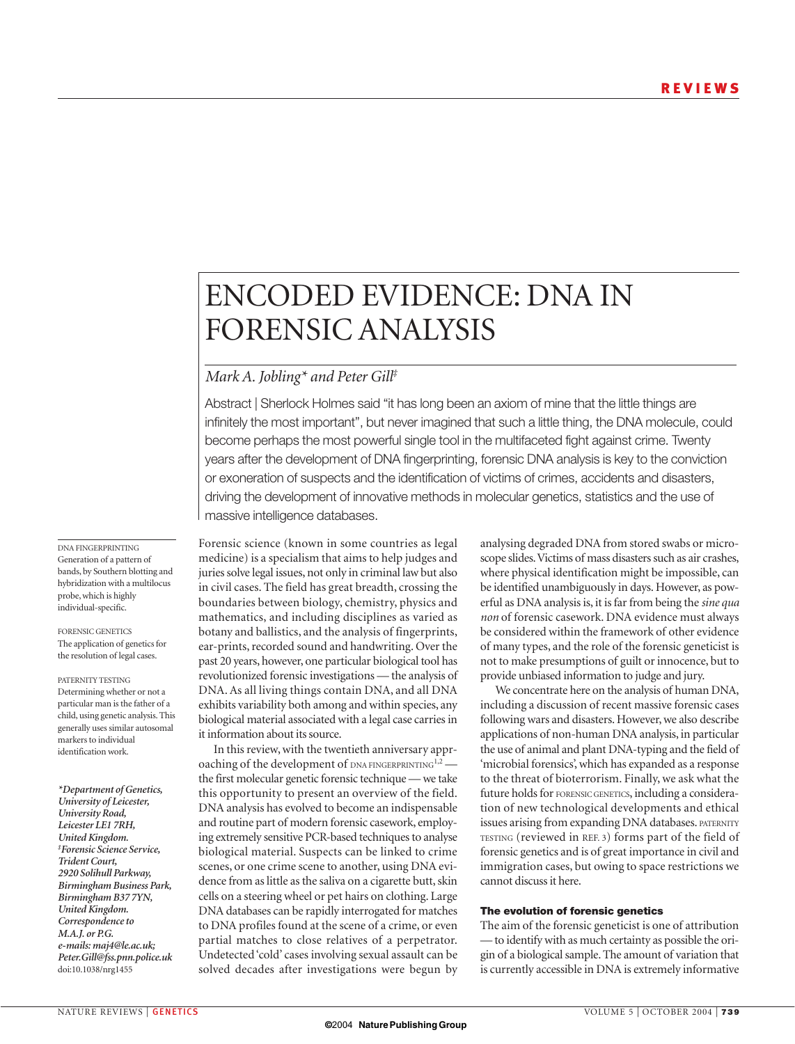# ENCODED EVIDENCE: DNA IN FORENSIC ANALYSIS

*Mark A. Jobling\* and Peter Gill‡*

Abstract | Sherlock Holmes said "it has long been an axiom of mine that the little things are infinitely the most important", but never imagined that such a little thing, the DNA molecule, could become perhaps the most powerful single tool in the multifaceted fight against crime. Twenty years after the development of DNA fingerprinting, forensic DNA analysis is key to the conviction or exoneration of suspects and the identification of victims of crimes, accidents and disasters, driving the development of innovative methods in molecular genetics, statistics and the use of massive intelligence databases.

DNA FINGERPRINTING
Generation of a pattern of bands, by Southern blotting and hybridization with a multilocus probe, which is highly individual-specific.

FORENSIC GENETICS
The application of genetics for the resolution of legal cases.

PATERNITY TESTING
Determining whether or not a particular man is the father of a child, using genetic analysis. This generally uses similar autosomal markers to individual identification work.

*\*Department of Genetics, University of Leicester, University Road, Leicester LE1 7RH, United Kingdom.*
*‡Forensic Science Service, Trident Court, 2920 Solihull Parkway, Birmingham Business Park, Birmingham B37 7YN, United Kingdom.*
*Correspondence to M.A.J. or P.G.*
*e-mails: maj4@le.ac.uk; Peter.Gill@fss.pnn.police.uk*
doi:10.1038/nrg1455

Forensic science (known in some countries as legal medicine) is a specialism that aims to help judges and juries solve legal issues, not only in criminal law but also in civil cases. The field has great breadth, crossing the boundaries between biology, chemistry, physics and mathematics, and including disciplines as varied as botany and ballistics, and the analysis of fingerprints, ear-prints, recorded sound and handwriting. Over the past 20 years, however, one particular biological tool has revolutionized forensic investigations — the analysis of DNA. As all living things contain DNA, and all DNA exhibits variability both among and within species, any biological material associated with a legal case carries in it information about its source.

In this review, with the twentieth anniversary approaching of the development of DNA FINGERPRINTING[1,2] — the first molecular genetic forensic technique — we take this opportunity to present an overview of the field. DNA analysis has evolved to become an indispensable and routine part of modern forensic casework, employing extremely sensitive PCR-based techniques to analyse biological material. Suspects can be linked to crime scenes, or one crime scene to another, using DNA evidence from as little as the saliva on a cigarette butt, skin cells on a steering wheel or pet hairs on clothing. Large DNA databases can be rapidly interrogated for matches to DNA profiles found at the scene of a crime, or even partial matches to close relatives of a perpetrator. Undetected 'cold' cases involving sexual assault can be solved decades after investigations were begun by analysing degraded DNA from stored swabs or microscope slides. Victims of mass disasters such as air crashes, where physical identification might be impossible, can be identified unambiguously in days. However, as powerful as DNA analysis is, it is far from being the *sine qua non* of forensic casework. DNA evidence must always be considered within the framework of other evidence of many types, and the role of the forensic geneticist is not to make presumptions of guilt or innocence, but to provide unbiased information to judge and jury.

We concentrate here on the analysis of human DNA, including a discussion of recent massive forensic cases following wars and disasters. However, we also describe applications of non-human DNA analysis, in particular the use of animal and plant DNA-typing and the field of 'microbial forensics', which has expanded as a response to the threat of bioterrorism. Finally, we ask what the future holds for FORENSIC GENETICS, including a consideration of new technological developments and ethical issues arising from expanding DNA databases. PATERNITY TESTING (reviewed in REF. 3) forms part of the field of forensic genetics and is of great importance in civil and immigration cases, but owing to space restrictions we cannot discuss it here.

## The evolution of forensic genetics

The aim of the forensic geneticist is one of attribution — to identify with as much certainty as possible the origin of a biological sample. The amount of variation that is currently accessible in DNA is extremely informative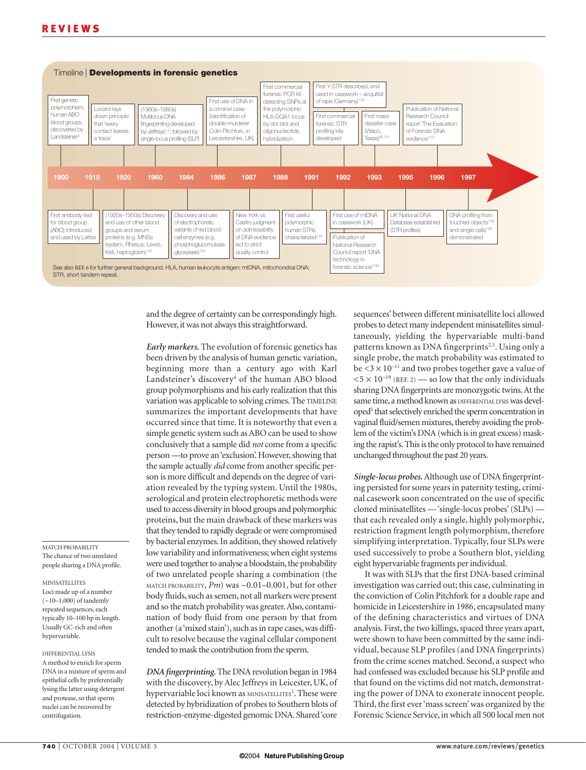## Timeline | Developments in forensic genetics

**1900** — First genetic polymorphism, human ABO blood groups, discovered by Landsteiner[4]

**1915** — First antibody test for blood group (ABO) introduced and used by Lattes

**1920** — Locard lays down principle that 'every contact leaves a trace'

(1920s–1950s) Discovery and use of other blood groups and serum proteins (e.g. MNSs system, Rhesus, Lewis, Kell, haptoglobin)[132]

**1960** — (1960s–1980s) Discovery and use of electrophoretic variants of red blood cell enzymes (e.g. phosphoglucomutase, glyoxylase)[133]

**1984** — Multilocus DNA fingerprinting developed by Jeffreys[1,2]; followed by single-locus profiling (SLP)

**1986** — First use of DNA in a criminal case (identification of double-murderer Colin Pitchfork, in Leicestershire, UK)

**1987** — New York vs. Castro judgment on admissibility of DNA evidence led to strict quality control

**1988** — First commercial forensic PCR kit - detecting SNPs at the polymorphic HLA-DQA1 locus by dot blot and oligonucleotide hybridization

First useful polymorphic human STRs characterized[134]

**1991** — First commercial forensic STR profiling kits developed

**1992** — First Y-STR described, and used in casework – acquittal of rape (Germany)[135]

First use of mtDNA in casework (UK)

Publication of National Research Council report 'DNA technology in forensic science'[136]

**1993** — First mass disaster case (Waco, Texas)[95,121]

**1995** — UK National DNA Database established (STR profiles)

**1996** — Publication of National Research Council report 'The Evaluation of Forensic DNA evidence'[137]

**1997** — DNA profiling from touched objects[138] and single cells[139] demonstrated

See also REF. 6 for further general background. HLA, human leukocyte antigen; mtDNA, mitochondrial DNA; STR, short tandem repeat.

---

and the degree of certainty can be correspondingly high. However, it was not always this straightforward.

***Early markers.*** The evolution of forensic genetics has been driven by the analysis of human genetic variation, beginning more than a century ago with Karl Landsteiner's discovery[4] of the human ABO blood group polymorphisms and his early realization that this variation was applicable to solving crimes. The TIMELINE summarizes the important developments that have occurred since that time. It is noteworthy that even a simple genetic system such as ABO can be used to show conclusively that a sample did *not* come from a specific person —to prove an 'exclusion'. However, showing that the sample actually *did* come from another specific person is more difficult and depends on the degree of variation revealed by the typing system. Until the 1980s, serological and protein electrophoretic methods were used to access diversity in blood groups and polymorphic proteins, but the main drawback of these markers was that they tended to rapidly degrade or were compromised by bacterial enzymes. In addition, they showed relatively low variability and informativeness; when eight systems were used together to analyse a bloodstain, the probability of two unrelated people sharing a combination (the MATCH PROBABILITY, *Pm*) was ~0.01–0.001, but for other body fluids, such as semen, not all markers were present and so the match probability was greater. Also, contamination of body fluid from one person by that from another (a 'mixed stain'), such as in rape cases, was difficult to resolve because the vaginal cellular component tended to mask the contribution from the sperm.

***DNA fingerprinting.*** The DNA revolution began in 1984 with the discovery, by Alec Jeffreys in Leicester, UK, of hypervariable loci known as MINISATELLITES[1]. These were detected by hybridization of probes to Southern blots of restriction-enzyme-digested genomic DNA. Shared 'core sequences' between different minisatellite loci allowed probes to detect many independent minisatellites simultaneously, yielding the hypervariable multi-band patterns known as DNA fingerprints[2,5]. Using only a single probe, the match probability was estimated to be $<3 \times 10^{-11}$ and two probes together gave a value of $<5 \times 10^{-19}$ (REF. 2) — so low that the only individuals sharing DNA fingerprints are monozygotic twins. At the same time, a method known as DIFFERENTIAL LYSIS was developed[5] that selectively enriched the sperm concentration in vaginal fluid/semen mixtures, thereby avoiding the problem of the victim's DNA (which is in great excess) masking the rapist's. This is the only protocol to have remained unchanged throughout the past 20 years.

***Single-locus probes.*** Although use of DNA fingerprinting persisted for some years in paternity testing, criminal casework soon concentrated on the use of specific cloned minisatellites — 'single-locus probes' (SLPs) — that each revealed only a single, highly polymorphic, restriction fragment length polymorphism, therefore simplifying interpretation. Typically, four SLPs were used successively to probe a Southern blot, yielding eight hypervariable fragments per individual.

It was with SLPs that the first DNA-based criminal investigation was carried out; this case, culminating in the conviction of Colin Pitchfork for a double rape and homicide in Leicestershire in 1986, encapsulated many of the defining characteristics and virtues of DNA analysis. First, the two killings, spaced three years apart, were shown to have been committed by the same individual, because SLP profiles (and DNA fingerprints) from the crime scenes matched. Second, a suspect who had confessed was excluded because his SLP profile and that found on the victims did not match, demonstrating the power of DNA to exonerate innocent people. Third, the first ever 'mass screen' was organized by the Forensic Science Service, in which all 500 local men not

---

MATCH PROBABILITY
The chance of two unrelated people sharing a DNA profile.

MINISATELLITES
Loci made up of a number (~10–1,000) of tandemly repeated sequences, each typically 10–100 bp in length. Usually GC-rich and often hypervariable.

DIFFERENTIAL LYSIS
A method to enrich for sperm DNA in a mixture of sperm and epithelial cells by preferentially lysing the latter using detergent and protease, so that sperm nuclei can be recovered by centrifugation.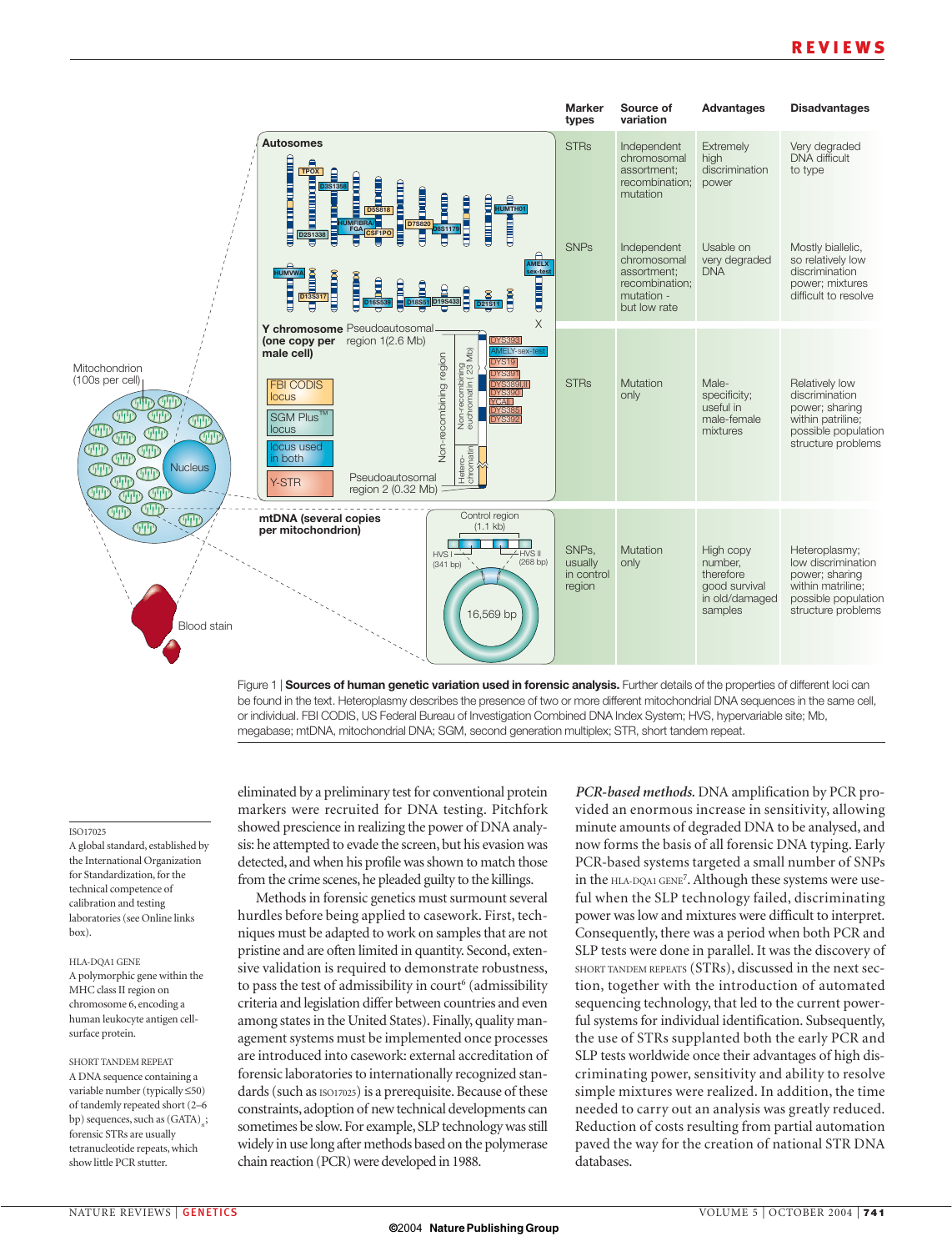| Marker types | Source of variation | Advantages | Disadvantages |
|---|---|---|---|
| STRs | Independent chromosomal assortment; recombination; mutation | Extremely high discrimination power | Very degraded DNA difficult to type |
| SNPs | Independent chromosomal assortment; recombination; mutation - but low rate | Usable on very degraded DNA | Mostly biallelic, so relatively low discrimination power; mixtures difficult to resolve |
| STRs | Mutation only | Male-specificity; useful in male-female mixtures | Relatively low discrimination power; sharing within patriline; possible population structure problems |
| SNPs, usually in control region | Mutation only | High copy number, therefore good survival in old/damaged samples | Heteroplasmy; low discrimination power; sharing within matriline; possible population structure problems |

Autosomes

TPOX, D3S1358, D5S818, D7S820, D8S1179, HUMTH01, D2S1338, HUMFIBRA/FGA, CSF1PO, HUMVWA, D13S317, D16S539, D18S51, D19S433, D21S11, AMELX sex-test, X

Y chromosome (one copy per male cell)

Pseudoautosomal region 1(2.6 Mb)

Non-recombining region

Non-recombining euchromatin (~23 Mb)

Hetero-chromatin

Pseudoautosomal region 2 (0.32 Mb)

DYS393, AMELY-sex-test, DYS19, DYS391, DYS389I/II, DYS390, YCAII, DYS385, DYS392

FBI CODIS locus

SGM Plus™ locus

locus used in both

Y-STR

Mitochondrion (100s per cell)

Nucleus

Blood stain

mtDNA (several copies per mitochondrion)

Control region (1.1 kb)

HVS I (341 bp)

HVS II (268 bp)

16,569 bp

Figure 1 | **Sources of human genetic variation used in forensic analysis.** Further details of the properties of different loci can be found in the text. Heteroplasmy describes the presence of two or more different mitochondrial DNA sequences in the same cell, or individual. FBI CODIS, US Federal Bureau of Investigation Combined DNA Index System; HVS, hypervariable site; Mb, megabase; mtDNA, mitochondrial DNA; SGM, second generation multiplex; STR, short tandem repeat.

eliminated by a preliminary test for conventional protein markers were recruited for DNA testing. Pitchfork showed prescience in realizing the power of DNA analysis: he attempted to evade the screen, but his evasion was detected, and when his profile was shown to match those from the crime scenes, he pleaded guilty to the killings.

Methods in forensic genetics must surmount several hurdles before being applied to casework. First, techniques must be adapted to work on samples that are not pristine and are often limited in quantity. Second, extensive validation is required to demonstrate robustness, to pass the test of admissibility in court[6] (admissibility criteria and legislation differ between countries and even among states in the United States). Finally, quality management systems must be implemented once processes are introduced into casework: external accreditation of forensic laboratories to internationally recognized standards (such as ISO17025) is a prerequisite. Because of these constraints, adoption of new technical developments can sometimes be slow. For example, SLP technology was still widely in use long after methods based on the polymerase chain reaction (PCR) were developed in 1988.

*PCR-based methods.* DNA amplification by PCR provided an enormous increase in sensitivity, allowing minute amounts of degraded DNA to be analysed, and now forms the basis of all forensic DNA typing. Early PCR-based systems targeted a small number of SNPs in the HLA-DQA1 GENE[7]. Although these systems were useful when the SLP technology failed, discriminating power was low and mixtures were difficult to interpret. Consequently, there was a period when both PCR and SLP tests were done in parallel. It was the discovery of SHORT TANDEM REPEATS (STRs), discussed in the next section, together with the introduction of automated sequencing technology, that led to the current powerful systems for individual identification. Subsequently, the use of STRs supplanted both the early PCR and SLP tests worldwide once their advantages of high discriminating power, sensitivity and ability to resolve simple mixtures were realized. In addition, the time needed to carry out an analysis was greatly reduced. Reduction of costs resulting from partial automation paved the way for the creation of national STR DNA databases.

ISO17025
A global standard, established by the International Organization for Standardization, for the technical competence of calibration and testing laboratories (see Online links box).

HLA-DQA1 GENE
A polymorphic gene within the MHC class II region on chromosome 6, encoding a human leukocyte antigen cell-surface protein.

SHORT TANDEM REPEAT
A DNA sequence containing a variable number (typically ≤50) of tandemly repeated short (2–6 bp) sequences, such as $(GATA)_n$; forensic STRs are usually tetranucleotide repeats, which show little PCR stutter.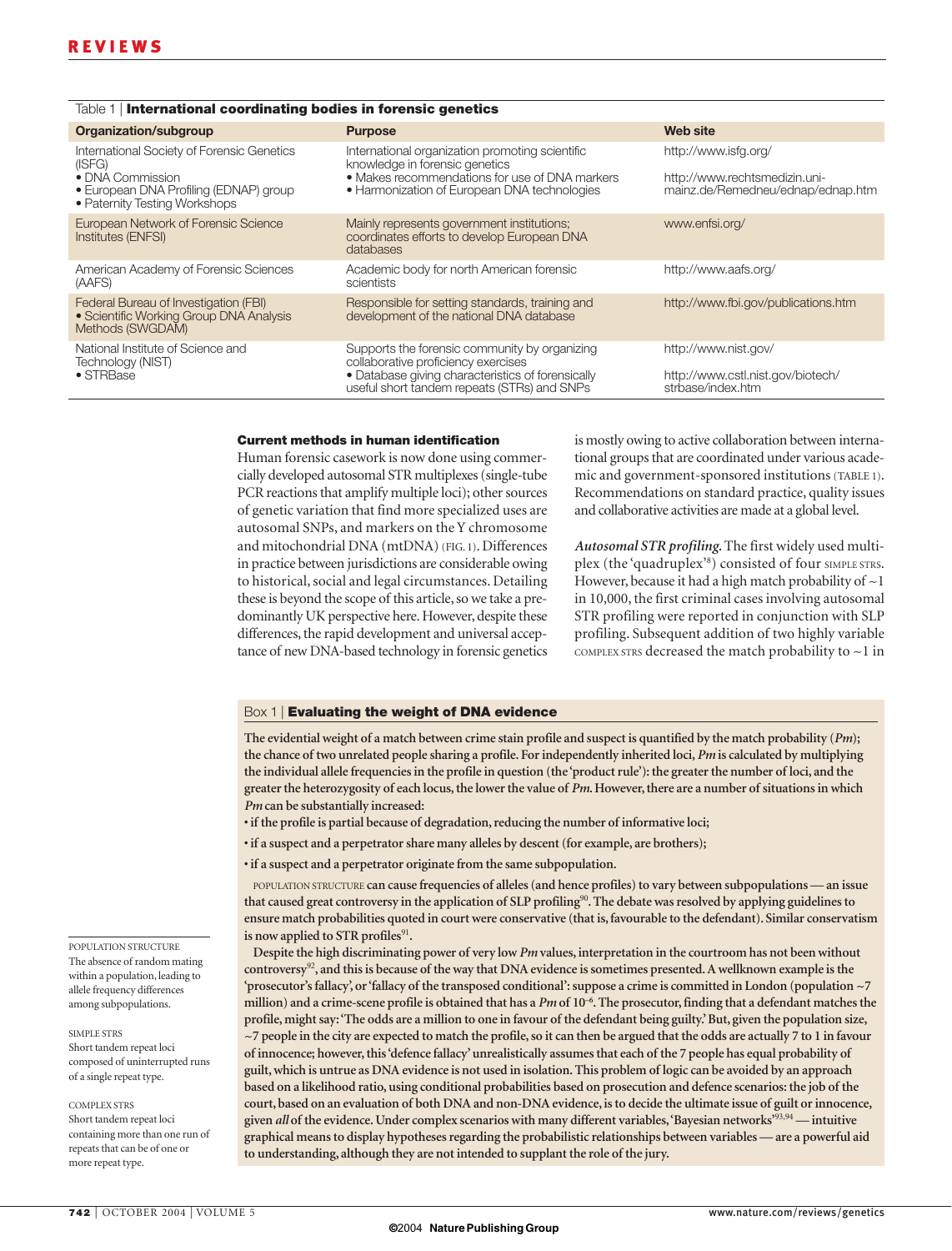Table 1 | **International coordinating bodies in forensic genetics**

| Organization/subgroup | Purpose | Web site |
|---|---|---|
| International Society of Forensic Genetics (ISFG) | International organization promoting scientific knowledge in forensic genetics | http://www.isfg.org/ |
| • DNA Commission | • Makes recommendations for use of DNA markers | |
| • European DNA Profiling (EDNAP) group | • Harmonization of European DNA technologies | http://www.rechtsmedizin.uni-mainz.de/Remedneu/ednap/ednap.htm |
| • Paternity Testing Workshops | | |
| European Network of Forensic Science Institutes (ENFSI) | Mainly represents government institutions; coordinates efforts to develop European DNA databases | www.enfsi.org/ |
| American Academy of Forensic Sciences (AAFS) | Academic body for north American forensic scientists | http://www.aafs.org/ |
| Federal Bureau of Investigation (FBI) • Scientific Working Group DNA Analysis Methods (SWGDAM) | Responsible for setting standards, training and development of the national DNA database | http://www.fbi.gov/publications.htm |
| National Institute of Science and Technology (NIST) | Supports the forensic community by organizing collaborative proficiency exercises | http://www.nist.gov/ |
| • STRBase | • Database giving characteristics of forensically useful short tandem repeats (STRs) and SNPs | http://www.cstl.nist.gov/biotech/strbase/index.htm |

### Current methods in human identification

Human forensic casework is now done using commercially developed autosomal STR multiplexes (single-tube PCR reactions that amplify multiple loci); other sources of genetic variation that find more specialized uses are autosomal SNPs, and markers on the Y chromosome and mitochondrial DNA (mtDNA) (FIG. 1). Differences in practice between jurisdictions are considerable owing to historical, social and legal circumstances. Detailing these is beyond the scope of this article, so we take a predominantly UK perspective here. However, despite these differences, the rapid development and universal acceptance of new DNA-based technology in forensic genetics is mostly owing to active collaboration between international groups that are coordinated under various academic and government-sponsored institutions (TABLE 1). Recommendations on standard practice, quality issues and collaborative activities are made at a global level.

***Autosomal STR profiling.*** The first widely used multiplex (the 'quadruplex'[8]) consisted of four SIMPLE STRS. However, because it had a high match probability of ~1 in 10,000, the first criminal cases involving autosomal STR profiling were reported in conjunction with SLP profiling. Subsequent addition of two highly variable COMPLEX STRS decreased the match probability to ~1 in

Box 1 | **Evaluating the weight of DNA evidence**

**The evidential weight of a match between crime stain profile and suspect is quantified by the match probability (*Pm*); the chance of two unrelated people sharing a profile. For independently inherited loci, *Pm* is calculated by multiplying the individual allele frequencies in the profile in question (the 'product rule'): the greater the number of loci, and the greater the heterozygosity of each locus, the lower the value of *Pm*. However, there are a number of situations in which *Pm* can be substantially increased:**

- **if the profile is partial because of degradation, reducing the number of informative loci;**
- **if a suspect and a perpetrator share many alleles by descent (for example, are brothers);**
- **if a suspect and a perpetrator originate from the same subpopulation.**

POPULATION STRUCTURE **can cause frequencies of alleles (and hence profiles) to vary between subpopulations — an issue that caused great controversy in the application of SLP profiling[90]. The debate was resolved by applying guidelines to ensure match probabilities quoted in court were conservative (that is, favourable to the defendant). Similar conservatism is now applied to STR profiles[91].**

**Despite the high discriminating power of very low *Pm* values, interpretation in the courtroom has not been without controversy[92], and this is because of the way that DNA evidence is sometimes presented. A wellknown example is the 'prosecutor's fallacy', or 'fallacy of the transposed conditional': suppose a crime is committed in London (population ~7 million) and a crime-scene profile is obtained that has a *Pm* of $10^{-6}$. The prosecutor, finding that a defendant matches the profile, might say: 'The odds are a million to one in favour of the defendant being guilty.' But, given the population size, ~7 people in the city are expected to match the profile, so it can then be argued that the odds are actually 7 to 1 in favour of innocence; however, this 'defence fallacy' unrealistically assumes that each of the 7 people has equal probability of guilt, which is untrue as DNA evidence is not used in isolation. This problem of logic can be avoided by an approach based on a likelihood ratio, using conditional probabilities based on prosecution and defence scenarios: the job of the court, based on an evaluation of both DNA and non-DNA evidence, is to decide the ultimate issue of guilt or innocence, given *all* of the evidence. Under complex scenarios with many different variables, 'Bayesian networks'[93,94] — intuitive graphical means to display hypotheses regarding the probabilistic relationships between variables — are a powerful aid to understanding, although they are not intended to supplant the role of the jury.**

POPULATION STRUCTURE
The absence of random mating within a population, leading to allele frequency differences among subpopulations.

SIMPLE STRS
Short tandem repeat loci composed of uninterrupted runs of a single repeat type.

COMPLEX STRS
Short tandem repeat loci containing more than one run of repeats that can be of one or more repeat type.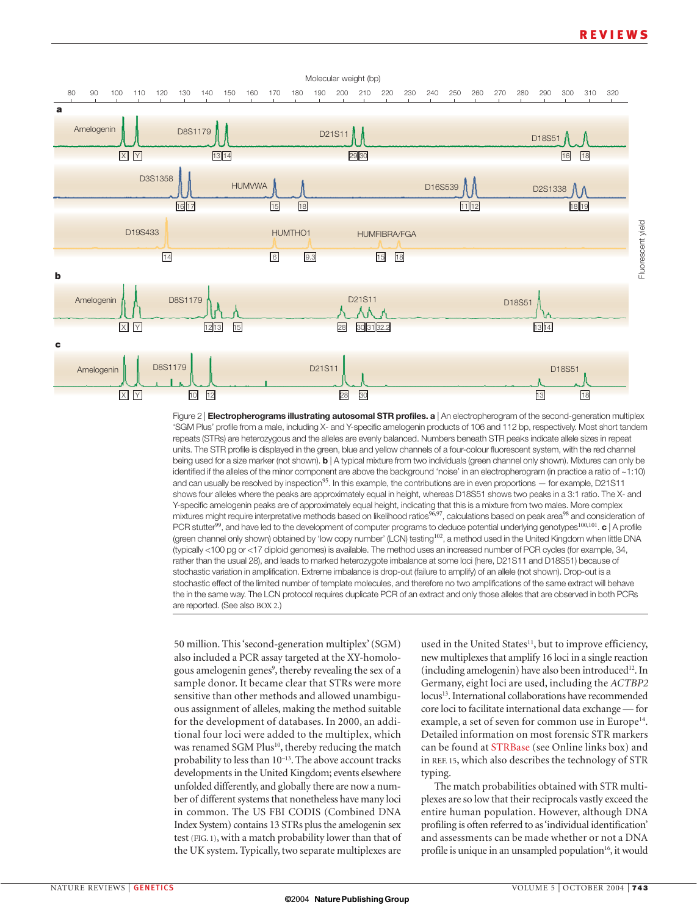Figure 2 | **Electropherograms illustrating autosomal STR profiles. a** | An electropherogram of the second-generation multiplex 'SGM Plus' profile from a male, including X- and Y-specific amelogenin products of 106 and 112 bp, respectively. Most short tandem repeats (STRs) are heterozygous and the alleles are evenly balanced. Numbers beneath STR peaks indicate allele sizes in repeat units. The STR profile is displayed in the green, blue and yellow channels of a four-colour fluorescent system, with the red channel being used for a size marker (not shown). **b** | A typical mixture from two individuals (green channel only shown). Mixtures can only be identified if the alleles of the minor component are above the background 'noise' in an electropherogram (in practice a ratio of ~1:10) and can usually be resolved by inspection[95]. In this example, the contributions are in even proportions — for example, D21S11 shows four alleles where the peaks are approximately equal in height, whereas D18S51 shows two peaks in a 3:1 ratio. The X- and Y-specific amelogenin peaks are of approximately equal height, indicating that this is a mixture from two males. More complex mixtures might require interpretative methods based on likelihood ratios[96,97], calculations based on peak area[98] and consideration of PCR stutter[99], and have led to the development of computer programs to deduce potential underlying genotypes[100,101]. **c** | A profile (green channel only shown) obtained by 'low copy number' (LCN) testing[102], a method used in the United Kingdom when little DNA (typically <100 pg or <17 diploid genomes) is available. The method uses an increased number of PCR cycles (for example, 34, rather than the usual 28), and leads to marked heterozygote imbalance at some loci (here, D21S11 and D18S51) because of stochastic variation in amplification. Extreme imbalance is drop-out (failure to amplify) of an allele (not shown). Drop-out is a stochastic effect of the limited number of template molecules, and therefore no two amplifications of the same extract will behave the in the same way. The LCN protocol requires duplicate PCR of an extract and only those alleles that are observed in both PCRs are reported. (See also BOX 2.)

50 million. This 'second-generation multiplex' (SGM) also included a PCR assay targeted at the XY-homologous amelogenin genes[9], thereby revealing the sex of a sample donor. It became clear that STRs were more sensitive than other methods and allowed unambiguous assignment of alleles, making the method suitable for the development of databases. In 2000, an additional four loci were added to the multiplex, which was renamed SGM Plus[10], thereby reducing the match probability to less than $10^{-13}$. The above account tracks developments in the United Kingdom; events elsewhere unfolded differently, and globally there are now a number of different systems that nonetheless have many loci in common. The US FBI CODIS (Combined DNA Index System) contains 13 STRs plus the amelogenin sex test (FIG. 1), with a match probability lower than that of the UK system. Typically, two separate multiplexes are used in the United States[11], but to improve efficiency, new multiplexes that amplify 16 loci in a single reaction (including amelogenin) have also been introduced[12]. In Germany, eight loci are used, including the *ACTBP2* locus[13]. International collaborations have recommended core loci to facilitate international data exchange — for example, a set of seven for common use in Europe[14]. Detailed information on most forensic STR markers can be found at STRBase (see Online links box) and in REF. 15, which also describes the technology of STR typing.

The match probabilities obtained with STR multiplexes are so low that their reciprocals vastly exceed the entire human population. However, although DNA profiling is often referred to as 'individual identification' and assessments can be made whether or not a DNA profile is unique in an unsampled population[16], it would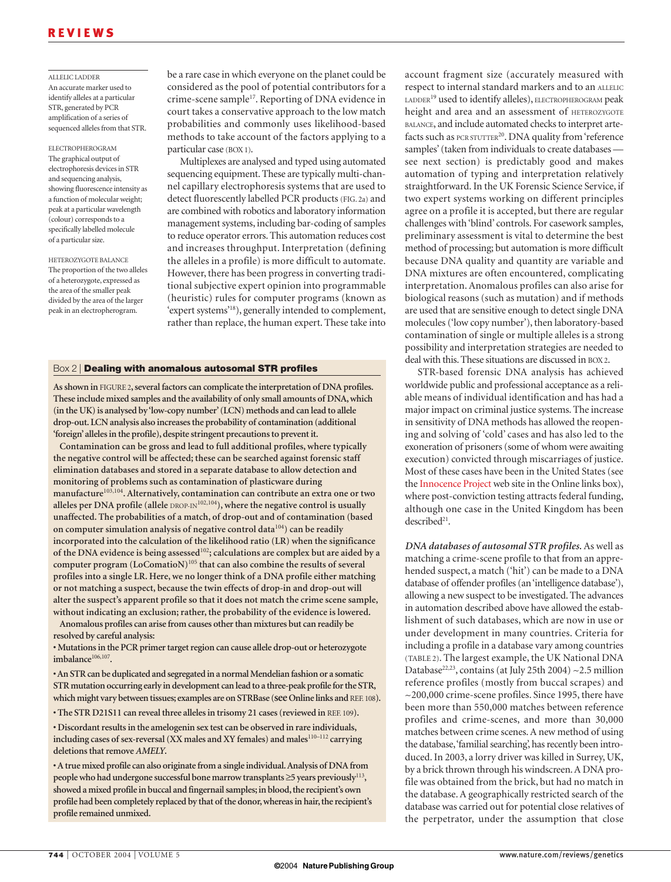**ALLELIC LADDER**
An accurate marker used to identify alleles at a particular STR, generated by PCR amplification of a series of sequenced alleles from that STR.

**ELECTROPHEROGRAM**
The graphical output of electrophoresis devices in STR and sequencing analysis, showing fluorescence intensity as a function of molecular weight; peak at a particular wavelength (colour) corresponds to a specifically labelled molecule of a particular size.

**HETEROZYGOTE BALANCE**
The proportion of the two alleles of a heterozygote, expressed as the area of the smaller peak divided by the area of the larger peak in an electropherogram.

be a rare case in which everyone on the planet could be considered as the pool of potential contributors for a crime-scene sample[17]. Reporting of DNA evidence in court takes a conservative approach to the low match probabilities and commonly uses likelihood-based methods to take account of the factors applying to a particular case (BOX 1).

Multiplexes are analysed and typed using automated sequencing equipment. These are typically multi-channel capillary electrophoresis systems that are used to detect fluorescently labelled PCR products (FIG. 2a) and are combined with robotics and laboratory information management systems, including bar-coding of samples to reduce operator errors. This automation reduces cost and increases throughput. Interpretation (defining the alleles in a profile) is more difficult to automate. However, there has been progress in converting traditional subjective expert opinion into programmable (heuristic) rules for computer programs (known as 'expert systems'[18]), generally intended to complement, rather than replace, the human expert. These take into account fragment size (accurately measured with respect to internal standard markers and to an ALLELIC LADDER[19] used to identify alleles), ELECTROPHEROGRAM peak height and area and an assessment of HETEROZYGOTE BALANCE, and include automated checks to interpret artefacts such as PCR STUTTER[20]. DNA quality from 'reference samples' (taken from individuals to create databases — see next section) is predictably good and makes automation of typing and interpretation relatively straightforward. In the UK Forensic Science Service, if two expert systems working on different principles agree on a profile it is accepted, but there are regular challenges with 'blind' controls. For casework samples, preliminary assessment is vital to determine the best method of processing; but automation is more difficult because DNA quality and quantity are variable and DNA mixtures are often encountered, complicating interpretation. Anomalous profiles can also arise for biological reasons (such as mutation) and if methods are used that are sensitive enough to detect single DNA molecules ('low copy number'), then laboratory-based contamination of single or multiple alleles is a strong possibility and interpretation strategies are needed to deal with this. These situations are discussed in BOX 2.

STR-based forensic DNA analysis has achieved worldwide public and professional acceptance as a reliable means of individual identification and has had a major impact on criminal justice systems. The increase in sensitivity of DNA methods has allowed the reopening and solving of 'cold' cases and has also led to the exoneration of prisoners (some of whom were awaiting execution) convicted through miscarriages of justice. Most of these cases have been in the United States (see the Innocence Project web site in the Online links box), where post-conviction testing attracts federal funding, although one case in the United Kingdom has been described[21].

### Box 2 | Dealing with anomalous autosomal STR profiles

**As shown in FIGURE 2, several factors can complicate the interpretation of DNA profiles. These include mixed samples and the availability of only small amounts of DNA, which (in the UK) is analysed by 'low-copy number' (LCN) methods and can lead to allele drop-out. LCN analysis also increases the probability of contamination (additional 'foreign' alleles in the profile), despite stringent precautions to prevent it.**

**Contamination can be gross and lead to full additional profiles, where typically the negative control will be affected; these can be searched against forensic staff elimination databases and stored in a separate database to allow detection and monitoring of problems such as contamination of plasticware during manufacture[103,104]. Alternatively, contamination can contribute an extra one or two alleles per DNA profile (allele DROP-IN[102,104]), where the negative control is usually unaffected. The probabilities of a match, of drop-out and of contamination (based on computer simulation analysis of negative control data[104]) can be readily incorporated into the calculation of the likelihood ratio (LR) when the significance of the DNA evidence is being assessed[102]; calculations are complex but are aided by a computer program (LoComatioN)[105] that can also combine the results of several profiles into a single LR. Here, we no longer think of a DNA profile either matching or not matching a suspect, because the twin effects of drop-in and drop-out will alter the suspect's apparent profile so that it does not match the crime scene sample, without indicating an exclusion; rather, the probability of the evidence is lowered.**

**Anomalous profiles can arise from causes other than mixtures but can readily be resolved by careful analysis:**

- **Mutations in the PCR primer target region can cause allele drop-out or heterozygote imbalance[106,107].**
- **An STR can be duplicated and segregated in a normal Mendelian fashion or a somatic STR mutation occurring early in development can lead to a three-peak profile for the STR, which might vary between tissues; examples are on STRBase (see Online links and REF. 108).**
- **The STR D21S11 can reveal three alleles in trisomy 21 cases (reviewed in REF. 109).**
- **Discordant results in the amelogenin sex test can be observed in rare individuals, including cases of sex-reversal (XX males and XY females) and males[110–112] carrying deletions that remove *AMELY*.**
- **A true mixed profile can also originate from a single individual. Analysis of DNA from people who had undergone successful bone marrow transplants ≥5 years previously[113], showed a mixed profile in buccal and fingernail samples; in blood, the recipient's own profile had been completely replaced by that of the donor, whereas in hair, the recipient's profile remained unmixed.**

*DNA databases of autosomal STR profiles.* As well as matching a crime-scene profile to that from an apprehended suspect, a match ('hit') can be made to a DNA database of offender profiles (an 'intelligence database'), allowing a new suspect to be investigated. The advances in automation described above have allowed the establishment of such databases, which are now in use or under development in many countries. Criteria for including a profile in a database vary among countries (TABLE 2). The largest example, the UK National DNA Database[22,23], contains (at July 25th 2004) ~2.5 million reference profiles (mostly from buccal scrapes) and ~200,000 crime-scene profiles. Since 1995, there have been more than 550,000 matches between reference profiles and crime-scenes, and more than 30,000 matches between crime scenes. A new method of using the database, 'familial searching', has recently been introduced. In 2003, a lorry driver was killed in Surrey, UK, by a brick thrown through his windscreen. A DNA profile was obtained from the brick, but had no match in the database. A geographically restricted search of the database was carried out for potential close relatives of the perpetrator, under the assumption that close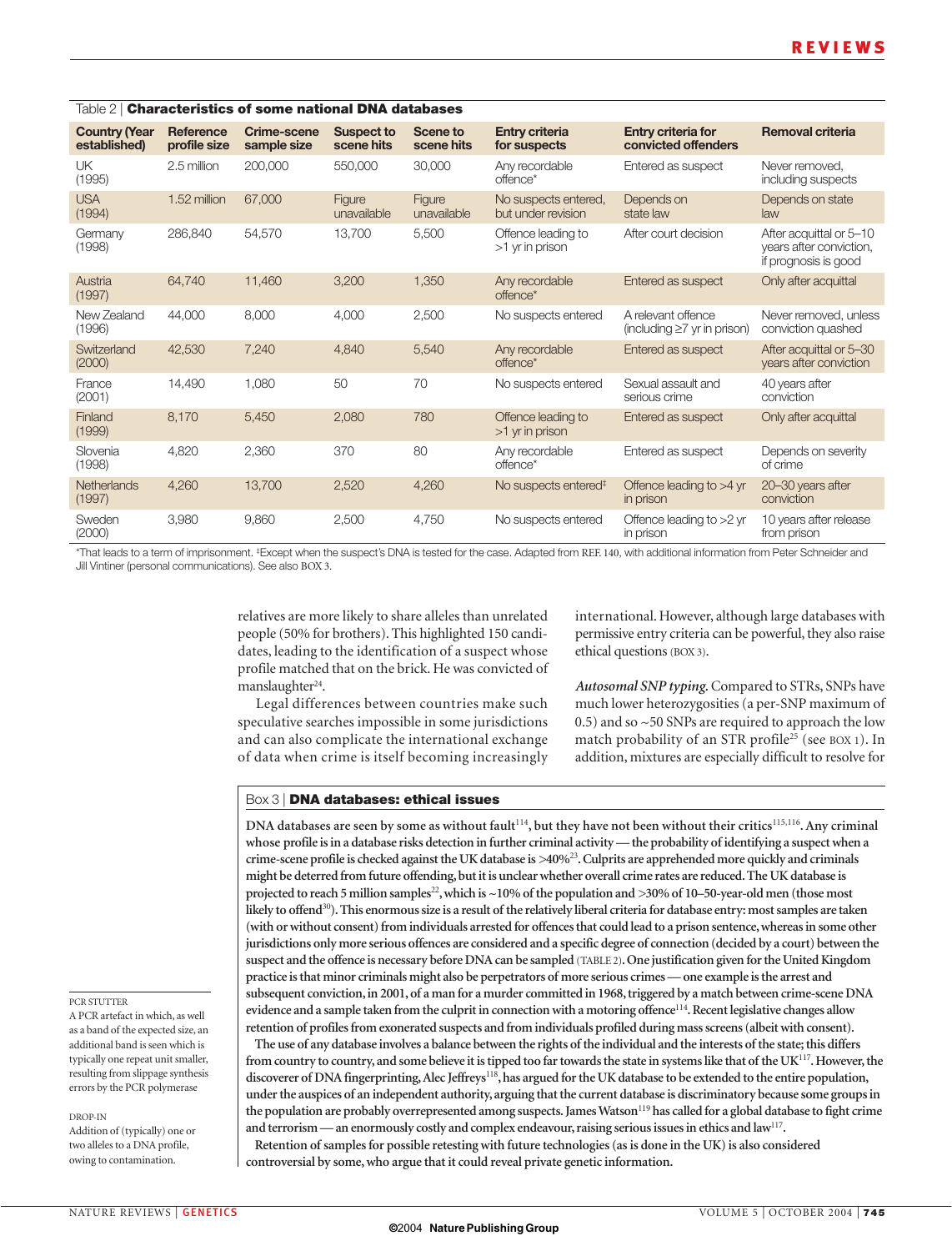Table 2 | **Characteristics of some national DNA databases**

| Country (Year established) | Reference profile size | Crime-scene sample size | Suspect to scene hits | Scene to scene hits | Entry criteria for suspects | Entry criteria for convicted offenders | Removal criteria |
|---|---|---|---|---|---|---|---|
| UK (1995) | 2.5 million | 200,000 | 550,000 | 30,000 | Any recordable offence* | Entered as suspect | Never removed, including suspects |
| USA (1994) | 1.52 million | 67,000 | Figure unavailable | Figure unavailable | No suspects entered, but under revision | Depends on state law | Depends on state law |
| Germany (1998) | 286,840 | 54,570 | 13,700 | 5,500 | Offence leading to >1 yr in prison | After court decision | After acquittal or 5–10 years after conviction, if prognosis is good |
| Austria (1997) | 64,740 | 11,460 | 3,200 | 1,350 | Any recordable offence* | Entered as suspect | Only after acquittal |
| New Zealand (1996) | 44,000 | 8,000 | 4,000 | 2,500 | No suspects entered | A relevant offence (including ≥7 yr in prison) | Never removed, unless conviction quashed |
| Switzerland (2000) | 42,530 | 7,240 | 4,840 | 5,540 | Any recordable offence* | Entered as suspect | After acquittal or 5–30 years after conviction |
| France (2001) | 14,490 | 1,080 | 50 | 70 | No suspects entered | Sexual assault and serious crime | 40 years after conviction |
| Finland (1999) | 8,170 | 5,450 | 2,080 | 780 | Offence leading to >1 yr in prison | Entered as suspect | Only after acquittal |
| Slovenia (1998) | 4,820 | 2,360 | 370 | 80 | Any recordable offence* | Entered as suspect | Depends on severity of crime |
| Netherlands (1997) | 4,260 | 13,700 | 2,520 | 4,260 | No suspects entered‡ | Offence leading to >4 yr in prison | 20–30 years after conviction |
| Sweden (2000) | 3,980 | 9,860 | 2,500 | 4,750 | No suspects entered | Offence leading to >2 yr in prison | 10 years after release from prison |

*That leads to a term of imprisonment. ‡Except when the suspect's DNA is tested for the case. Adapted from REF. 140, with additional information from Peter Schneider and Jill Vintiner (personal communications). See also BOX 3.

relatives are more likely to share alleles than unrelated people (50% for brothers). This highlighted 150 candidates, leading to the identification of a suspect whose profile matched that on the brick. He was convicted of manslaughter[24].

Legal differences between countries make such speculative searches impossible in some jurisdictions and can also complicate the international exchange of data when crime is itself becoming increasingly international. However, although large databases with permissive entry criteria can be powerful, they also raise ethical questions (BOX 3).

*Autosomal SNP typing.* Compared to STRs, SNPs have much lower heterozygosities (a per-SNP maximum of 0.5) and so ~50 SNPs are required to approach the low match probability of an STR profile[25] (see BOX 1). In addition, mixtures are especially difficult to resolve for

Box 3 | **DNA databases: ethical issues**

**DNA databases are seen by some as without fault[114], but they have not been without their critics[115,116]. Any criminal whose profile is in a database risks detection in further criminal activity — the probability of identifying a suspect when a crime-scene profile is checked against the UK database is >40%[23]. Culprits are apprehended more quickly and criminals might be deterred from future offending, but it is unclear whether overall crime rates are reduced. The UK database is projected to reach 5 million samples[22], which is ~10% of the population and >30% of 10–50-year-old men (those most likely to offend[30]). This enormous size is a result of the relatively liberal criteria for database entry: most samples are taken (with or without consent) from individuals arrested for offences that could lead to a prison sentence, whereas in some other jurisdictions only more serious offences are considered and a specific degree of connection (decided by a court) between the suspect and the offence is necessary before DNA can be sampled (TABLE 2). One justification given for the United Kingdom practice is that minor criminals might also be perpetrators of more serious crimes — one example is the arrest and subsequent conviction, in 2001, of a man for a murder committed in 1968, triggered by a match between crime-scene DNA evidence and a sample taken from the culprit in connection with a motoring offence[114]. Recent legislative changes allow retention of profiles from exonerated suspects and from individuals profiled during mass screens (albeit with consent).**

**The use of any database involves a balance between the rights of the individual and the interests of the state; this differs from country to country, and some believe it is tipped too far towards the state in systems like that of the UK[117]. However, the discoverer of DNA fingerprinting, Alec Jeffreys[118], has argued for the UK database to be extended to the entire population, under the auspices of an independent authority, arguing that the current database is discriminatory because some groups in the population are probably overrepresented among suspects. James Watson[119] has called for a global database to fight crime and terrorism — an enormously costly and complex endeavour, raising serious issues in ethics and law[117].**

**Retention of samples for possible retesting with future technologies (as is done in the UK) is also considered controversial by some, who argue that it could reveal private genetic information.**

PCR STUTTER
A PCR artefact in which, as well as a band of the expected size, an additional band is seen which is typically one repeat unit smaller, resulting from slippage synthesis errors by the PCR polymerase

DROP-IN
Addition of (typically) one or two alleles to a DNA profile, owing to contamination.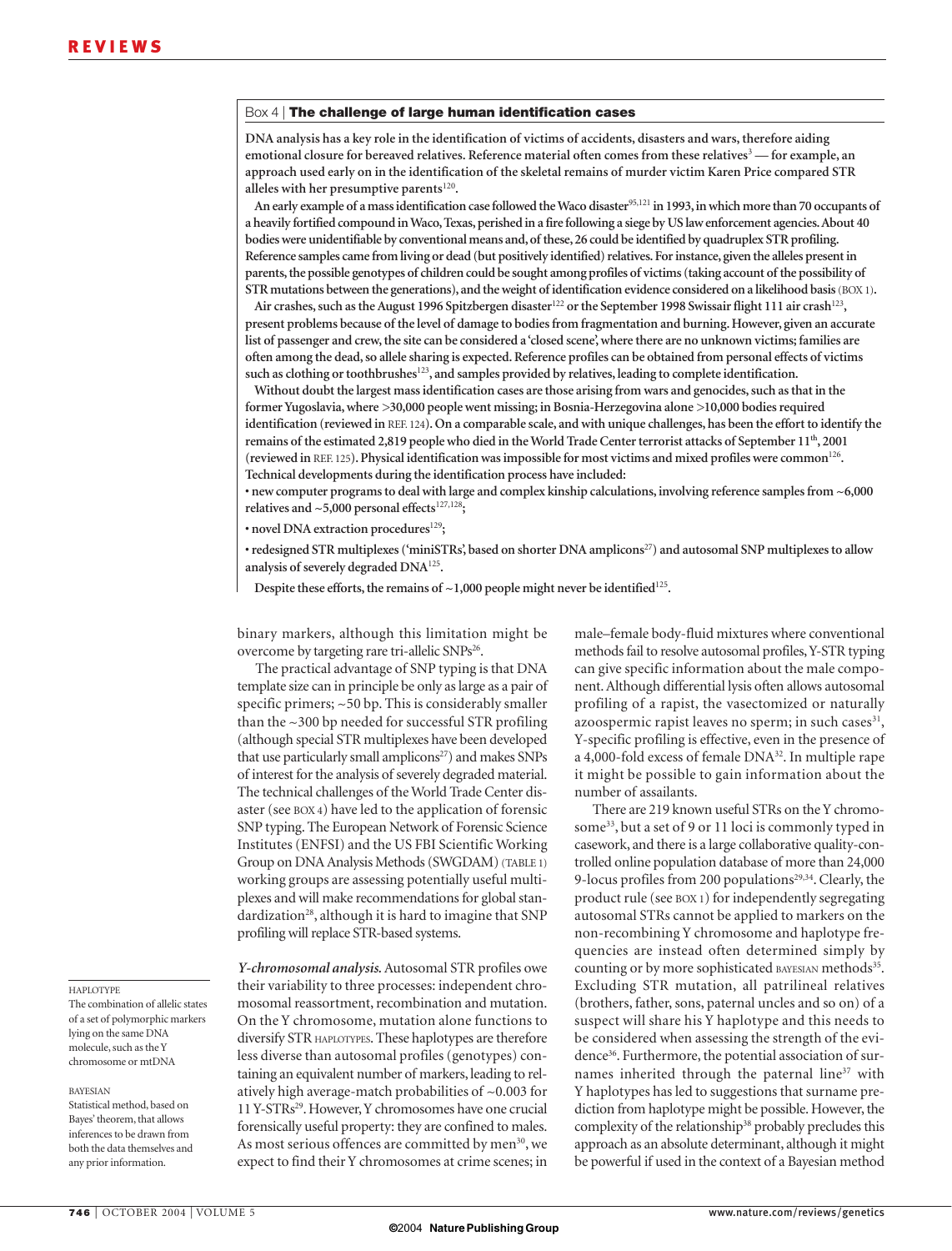### Box 4 | The challenge of large human identification cases

**DNA analysis has a key role in the identification of victims of accidents, disasters and wars, therefore aiding emotional closure for bereaved relatives. Reference material often comes from these relatives[3] — for example, an approach used early on in the identification of the skeletal remains of murder victim Karen Price compared STR alleles with her presumptive parents[120].**

**An early example of a mass identification case followed the Waco disaster[95,121] in 1993, in which more than 70 occupants of a heavily fortified compound in Waco, Texas, perished in a fire following a siege by US law enforcement agencies. About 40 bodies were unidentifiable by conventional means and, of these, 26 could be identified by quadruplex STR profiling. Reference samples came from living or dead (but positively identified) relatives. For instance, given the alleles present in parents, the possible genotypes of children could be sought among profiles of victims (taking account of the possibility of STR mutations between the generations), and the weight of identification evidence considered on a likelihood basis (BOX 1).**

**Air crashes, such as the August 1996 Spitzbergen disaster[122] or the September 1998 Swissair flight 111 air crash[123], present problems because of the level of damage to bodies from fragmentation and burning. However, given an accurate list of passenger and crew, the site can be considered a 'closed scene', where there are no unknown victims; families are often among the dead, so allele sharing is expected. Reference profiles can be obtained from personal effects of victims such as clothing or toothbrushes[123], and samples provided by relatives, leading to complete identification.**

**Without doubt the largest mass identification cases are those arising from wars and genocides, such as that in the former Yugoslavia, where >30,000 people went missing; in Bosnia-Herzegovina alone >10,000 bodies required identification (reviewed in REF. 124). On a comparable scale, and with unique challenges, has been the effort to identify the remains of the estimated 2,819 people who died in the World Trade Center terrorist attacks of September 11th, 2001 (reviewed in REF. 125). Physical identification was impossible for most victims and mixed profiles were common[126]. Technical developments during the identification process have included:**

- **new computer programs to deal with large and complex kinship calculations, involving reference samples from ~6,000 relatives and ~5,000 personal effects[127,128];**
- **novel DNA extraction procedures[129];**
- **redesigned STR multiplexes ('miniSTRs', based on shorter DNA amplicons[27]) and autosomal SNP multiplexes to allow analysis of severely degraded DNA[125].**

**Despite these efforts, the remains of ~1,000 people might never be identified[125].**

binary markers, although this limitation might be overcome by targeting rare tri-allelic SNPs[26].

The practical advantage of SNP typing is that DNA template size can in principle be only as large as a pair of specific primers; ~50 bp. This is considerably smaller than the ~300 bp needed for successful STR profiling (although special STR multiplexes have been developed that use particularly small amplicons[27]) and makes SNPs of interest for the analysis of severely degraded material. The technical challenges of the World Trade Center disaster (see BOX 4) have led to the application of forensic SNP typing. The European Network of Forensic Science Institutes (ENFSI) and the US FBI Scientific Working Group on DNA Analysis Methods (SWGDAM) (TABLE 1) working groups are assessing potentially useful multiplexes and will make recommendations for global standardization[28], although it is hard to imagine that SNP profiling will replace STR-based systems.

***Y-chromosomal analysis.*** Autosomal STR profiles owe their variability to three processes: independent chromosomal reassortment, recombination and mutation. On the Y chromosome, mutation alone functions to diversify STR HAPLOTYPES. These haplotypes are therefore less diverse than autosomal profiles (genotypes) containing an equivalent number of markers, leading to relatively high average-match probabilities of ~0.003 for 11 Y-STRs[29]. However, Y chromosomes have one crucial forensically useful property: they are confined to males. As most serious offences are committed by men[30], we expect to find their Y chromosomes at crime scenes; in male–female body-fluid mixtures where conventional methods fail to resolve autosomal profiles, Y-STR typing can give specific information about the male component. Although differential lysis often allows autosomal profiling of a rapist, the vasectomized or naturally azoospermic rapist leaves no sperm; in such cases[31], Y-specific profiling is effective, even in the presence of a 4,000-fold excess of female DNA[32]. In multiple rape it might be possible to gain information about the number of assailants.

There are 219 known useful STRs on the Y chromosome[33], but a set of 9 or 11 loci is commonly typed in casework, and there is a large collaborative quality-controlled online population database of more than 24,000 9-locus profiles from 200 populations[29,34]. Clearly, the product rule (see BOX 1) for independently segregating autosomal STRs cannot be applied to markers on the non-recombining Y chromosome and haplotype frequencies are instead often determined simply by counting or by more sophisticated BAYESIAN methods[35]. Excluding STR mutation, all patrilineal relatives (brothers, father, sons, paternal uncles and so on) of a suspect will share his Y haplotype and this needs to be considered when assessing the strength of the evidence[36]. Furthermore, the potential association of surnames inherited through the paternal line[37] with Y haplotypes has led to suggestions that surname prediction from haplotype might be possible. However, the complexity of the relationship[38] probably precludes this approach as an absolute determinant, although it might be powerful if used in the context of a Bayesian method

HAPLOTYPE
The combination of allelic states of a set of polymorphic markers lying on the same DNA molecule, such as the Y chromosome or mtDNA

BAYESIAN
Statistical method, based on Bayes' theorem, that allows inferences to be drawn from both the data themselves and any prior information.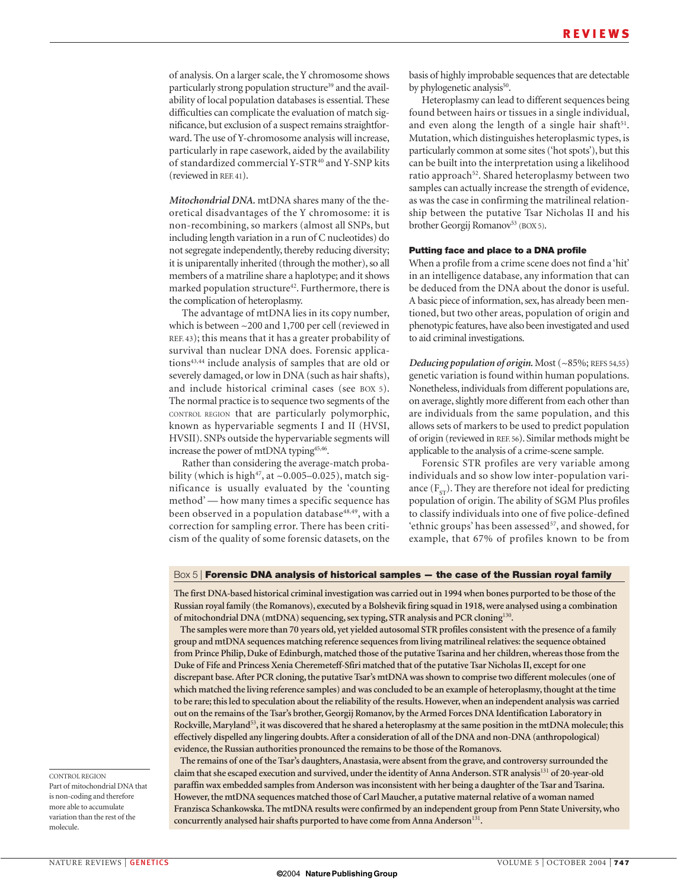of analysis. On a larger scale, the Y chromosome shows particularly strong population structure[39] and the availability of local population databases is essential. These difficulties can complicate the evaluation of match significance, but exclusion of a suspect remains straightforward. The use of Y-chromosome analysis will increase, particularly in rape casework, aided by the availability of standardized commercial Y-STR[40] and Y-SNP kits (reviewed in REF. 41).

***Mitochondrial DNA.*** mtDNA shares many of the theoretical disadvantages of the Y chromosome: it is non-recombining, so markers (almost all SNPs, but including length variation in a run of C nucleotides) do not segregate independently, thereby reducing diversity; it is uniparentally inherited (through the mother), so all members of a matriline share a haplotype; and it shows marked population structure[42]. Furthermore, there is the complication of heteroplasmy.

The advantage of mtDNA lies in its copy number, which is between ~200 and 1,700 per cell (reviewed in REF. 43); this means that it has a greater probability of survival than nuclear DNA does. Forensic applications[43,44] include analysis of samples that are old or severely damaged, or low in DNA (such as hair shafts), and include historical criminal cases (see BOX 5). The normal practice is to sequence two segments of the CONTROL REGION that are particularly polymorphic, known as hypervariable segments I and II (HVSI, HVSII). SNPs outside the hypervariable segments will increase the power of mtDNA typing[45,46].

Rather than considering the average-match probability (which is high[47], at ~0.005–0.025), match significance is usually evaluated by the 'counting method' — how many times a specific sequence has been observed in a population database[48,49], with a correction for sampling error. There has been criticism of the quality of some forensic datasets, on the basis of highly improbable sequences that are detectable by phylogenetic analysis[50].

Heteroplasmy can lead to different sequences being found between hairs or tissues in a single individual, and even along the length of a single hair shaft[51]. Mutation, which distinguishes heteroplasmic types, is particularly common at some sites ('hot spots'), but this can be built into the interpretation using a likelihood ratio approach[52]. Shared heteroplasmy between two samples can actually increase the strength of evidence, as was the case in confirming the matrilineal relationship between the putative Tsar Nicholas II and his brother Georgij Romanov[53] (BOX 5).

### Putting face and place to a DNA profile

When a profile from a crime scene does not find a 'hit' in an intelligence database, any information that can be deduced from the DNA about the donor is useful. A basic piece of information, sex, has already been mentioned, but two other areas, population of origin and phenotypic features, have also been investigated and used to aid criminal investigations.

***Deducing population of origin.*** Most (~85%; REFS 54,55) genetic variation is found within human populations. Nonetheless, individuals from different populations are, on average, slightly more different from each other than are individuals from the same population, and this allows sets of markers to be used to predict population of origin (reviewed in REF. 56). Similar methods might be applicable to the analysis of a crime-scene sample.

Forensic STR profiles are very variable among individuals and so show low inter-population variance ($F_{ST}$). They are therefore not ideal for predicting population of origin. The ability of SGM Plus profiles to classify individuals into one of five police-defined 'ethnic groups' has been assessed[57], and showed, for example, that 67% of profiles known to be from

#### Box 5 | Forensic DNA analysis of historical samples — the case of the Russian royal family

**The first DNA-based historical criminal investigation was carried out in 1994 when bones purported to be those of the Russian royal family (the Romanovs), executed by a Bolshevik firing squad in 1918, were analysed using a combination of mitochondrial DNA (mtDNA) sequencing, sex typing, STR analysis and PCR cloning[130].**

**The samples were more than 70 years old, yet yielded autosomal STR profiles consistent with the presence of a family group and mtDNA sequences matching reference sequences from living matrilineal relatives: the sequence obtained from Prince Philip, Duke of Edinburgh, matched those of the putative Tsarina and her children, whereas those from the Duke of Fife and Princess Xenia Cheremeteff-Sfiri matched that of the putative Tsar Nicholas II, except for one discrepant base. After PCR cloning, the putative Tsar's mtDNA was shown to comprise two different molecules (one of which matched the living reference samples) and was concluded to be an example of heteroplasmy, thought at the time to be rare; this led to speculation about the reliability of the results. However, when an independent analysis was carried out on the remains of the Tsar's brother, Georgij Romanov, by the Armed Forces DNA Identification Laboratory in Rockville, Maryland[53], it was discovered that he shared a heteroplasmy at the same position in the mtDNA molecule; this effectively dispelled any lingering doubts. After a consideration of all of the DNA and non-DNA (anthropological) evidence, the Russian authorities pronounced the remains to be those of the Romanovs.**

**The remains of one of the Tsar's daughters, Anastasia, were absent from the grave, and controversy surrounded the claim that she escaped execution and survived, under the identity of Anna Anderson. STR analysis[131] of 20-year-old paraffin wax embedded samples from Anderson was inconsistent with her being a daughter of the Tsar and Tsarina. However, the mtDNA sequences matched those of Carl Maucher, a putative maternal relative of a woman named Franzisca Schankowska. The mtDNA results were confirmed by an independent group from Penn State University, who concurrently analysed hair shafts purported to have come from Anna Anderson[131].**

CONTROL REGION
Part of mitochondrial DNA that is non-coding and therefore more able to accumulate variation than the rest of the molecule.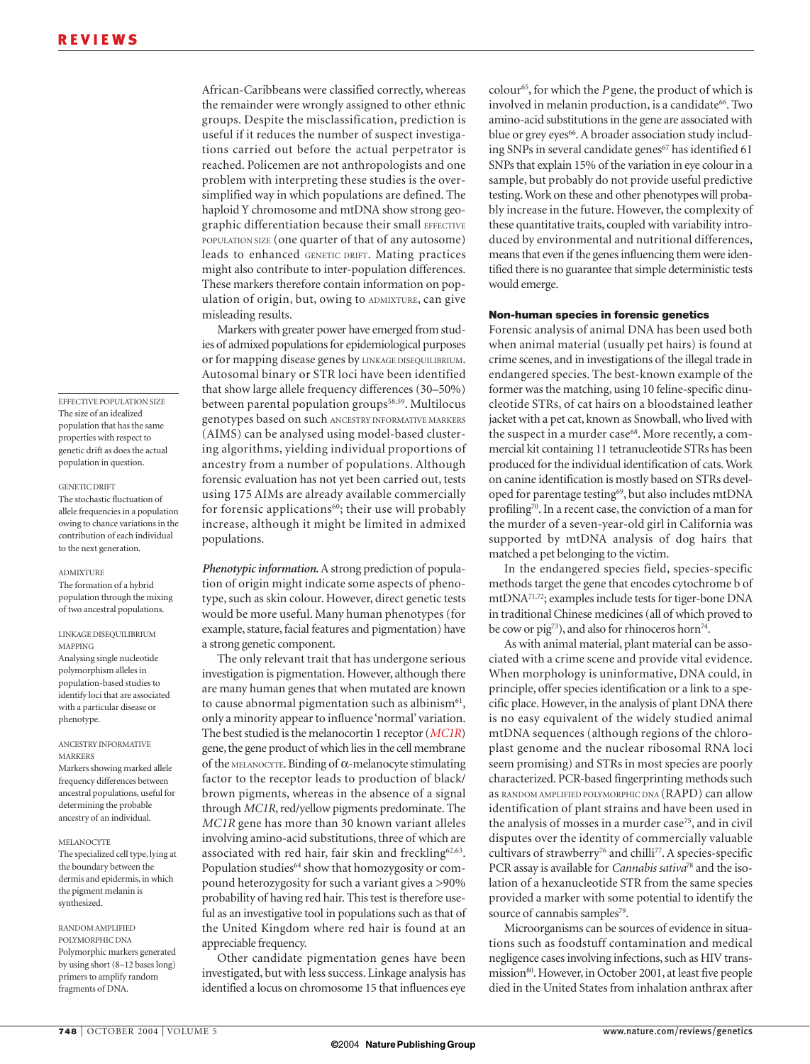African-Caribbeans were classified correctly, whereas the remainder were wrongly assigned to other ethnic groups. Despite the misclassification, prediction is useful if it reduces the number of suspect investigations carried out before the actual perpetrator is reached. Policemen are not anthropologists and one problem with interpreting these studies is the over-simplified way in which populations are defined. The haploid Y chromosome and mtDNA show strong geographic differentiation because their small EFFECTIVE POPULATION SIZE (one quarter of that of any autosome) leads to enhanced GENETIC DRIFT. Mating practices might also contribute to inter-population differences. These markers therefore contain information on population of origin, but, owing to ADMIXTURE, can give misleading results.

Markers with greater power have emerged from studies of admixed populations for epidemiological purposes or for mapping disease genes by LINKAGE DISEQUILIBRIUM. Autosomal binary or STR loci have been identified that show large allele frequency differences (30–50%) between parental population groups[58,59]. Multilocus genotypes based on such ANCESTRY INFORMATIVE MARKERS (AIMS) can be analysed using model-based clustering algorithms, yielding individual proportions of ancestry from a number of populations. Although forensic evaluation has not yet been carried out, tests using 175 AIMs are already available commercially for forensic applications[60]; their use will probably increase, although it might be limited in admixed populations.

***Phenotypic information.*** A strong prediction of population of origin might indicate some aspects of phenotype, such as skin colour. However, direct genetic tests would be more useful. Many human phenotypes (for example, stature, facial features and pigmentation) have a strong genetic component.

The only relevant trait that has undergone serious investigation is pigmentation. However, although there are many human genes that when mutated are known to cause abnormal pigmentation such as albinism[61], only a minority appear to influence 'normal' variation. The best studied is the melanocortin 1 receptor (*MC1R*) gene, the gene product of which lies in the cell membrane of the MELANOCYTE. Binding of α-melanocyte stimulating factor to the receptor leads to production of black/brown pigments, whereas in the absence of a signal through *MC1R*, red/yellow pigments predominate. The *MC1R* gene has more than 30 known variant alleles involving amino-acid substitutions, three of which are associated with red hair, fair skin and freckling[62,63]. Population studies[64] show that homozygosity or compound heterozygosity for such a variant gives a >90% probability of having red hair. This test is therefore useful as an investigative tool in populations such as that of the United Kingdom where red hair is found at an appreciable frequency.

Other candidate pigmentation genes have been investigated, but with less success. Linkage analysis has identified a locus on chromosome 15 that influences eye colour[65], for which the *P* gene, the product of which is involved in melanin production, is a candidate[66]. Two amino-acid substitutions in the gene are associated with blue or grey eyes[66]. A broader association study including SNPs in several candidate genes[67] has identified 61 SNPs that explain 15% of the variation in eye colour in a sample, but probably do not provide useful predictive testing. Work on these and other phenotypes will probably increase in the future. However, the complexity of these quantitative traits, coupled with variability introduced by environmental and nutritional differences, means that even if the genes influencing them were identified there is no guarantee that simple deterministic tests would emerge.

EFFECTIVE POPULATION SIZE
The size of an idealized population that has the same properties with respect to genetic drift as does the actual population in question.

GENETIC DRIFT
The stochastic fluctuation of allele frequencies in a population owing to chance variations in the contribution of each individual to the next generation.

ADMIXTURE
The formation of a hybrid population through the mixing of two ancestral populations.

LINKAGE DISEQUILIBRIUM MAPPING
Analysing single nucleotide polymorphism alleles in population-based studies to identify loci that are associated with a particular disease or phenotype.

ANCESTRY INFORMATIVE MARKERS
Markers showing marked allele frequency differences between ancestral populations, useful for determining the probable ancestry of an individual.

MELANOCYTE
The specialized cell type, lying at the boundary between the dermis and epidermis, in which the pigment melanin is synthesized.

RANDOM AMPLIFIED POLYMORPHIC DNA
Polymorphic markers generated by using short (8–12 bases long) primers to amplify random fragments of DNA.

### Non-human species in forensic genetics

Forensic analysis of animal DNA has been used both when animal material (usually pet hairs) is found at crime scenes, and in investigations of the illegal trade in endangered species. The best-known example of the former was the matching, using 10 feline-specific dinucleotide STRs, of cat hairs on a bloodstained leather jacket with a pet cat, known as Snowball, who lived with the suspect in a murder case[68]. More recently, a commercial kit containing 11 tetranucleotide STRs has been produced for the individual identification of cats. Work on canine identification is mostly based on STRs developed for parentage testing[69], but also includes mtDNA profiling[70]. In a recent case, the conviction of a man for the murder of a seven-year-old girl in California was supported by mtDNA analysis of dog hairs that matched a pet belonging to the victim.

In the endangered species field, species-specific methods target the gene that encodes cytochrome b of mtDNA[71,72]; examples include tests for tiger-bone DNA in traditional Chinese medicines (all of which proved to be cow or pig[73]), and also for rhinoceros horn[74].

As with animal material, plant material can be associated with a crime scene and provide vital evidence. When morphology is uninformative, DNA could, in principle, offer species identification or a link to a specific place. However, in the analysis of plant DNA there is no easy equivalent of the widely studied animal mtDNA sequences (although regions of the chloroplast genome and the nuclear ribosomal RNA loci seem promising) and STRs in most species are poorly characterized. PCR-based fingerprinting methods such as RANDOM AMPLIFIED POLYMORPHIC DNA (RAPD) can allow identification of plant strains and have been used in the analysis of mosses in a murder case[75], and in civil disputes over the identity of commercially valuable cultivars of strawberry[76] and chilli[77]. A species-specific PCR assay is available for *Cannabis sativa*[78] and the isolation of a hexanucleotide STR from the same species provided a marker with some potential to identify the source of cannabis samples[79].

Microorganisms can be sources of evidence in situations such as foodstuff contamination and medical negligence cases involving infections, such as HIV transmission[80]. However, in October 2001, at least five people died in the United States from inhalation anthrax after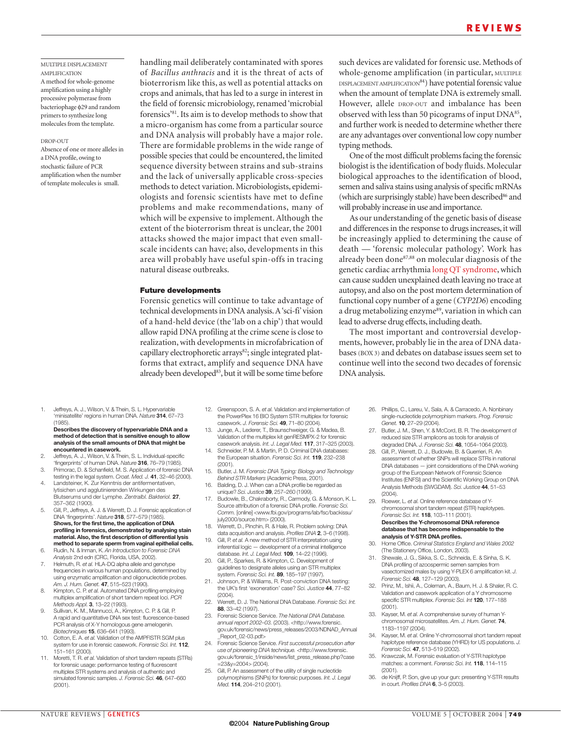MULTIPLE DISPLACEMENT AMPLIFICATION
A method for whole-genome amplification using a highly processive polymerase from bacteriophage ϕ29 and random primers to synthesize long molecules from the template.

DROP-OUT
Absence of one or more alleles in a DNA profile, owing to stochastic failure of PCR amplification when the number of template molecules is small.

handling mail deliberately contaminated with spores of *Bacillus anthracis* and it is the threat of acts of bioterrorism like this, as well as potential attacks on crops and animals, that has led to a surge in interest in the field of forensic microbiology, renamed 'microbial forensics'[81]. Its aim is to develop methods to show that a micro-organism has come from a particular source and DNA analysis will probably have a major role. There are formidable problems in the wide range of possible species that could be encountered, the limited sequence diversity between strains and sub-strains and the lack of universally applicable cross-species methods to detect variation. Microbiologists, epidemiologists and forensic scientists have met to define problems and make recommendations, many of which will be expensive to implement. Although the extent of the bioterrorism threat is unclear, the 2001 attacks showed the major impact that even small-scale incidents can have; also, developments in this area will probably have useful spin-offs in tracing natural disease outbreaks.

## Future developments

Forensic genetics will continue to take advantage of technical developments in DNA analysis. A 'sci-fi' vision of a hand-held device (the 'lab on a chip') that would allow rapid DNA profiling at the crime scene is close to realization, with developments in microfabrication of capillary electrophoretic arrays[82]; single integrated platforms that extract, amplify and sequence DNA have already been developed[83], but it will be some time before such devices are validated for forensic use. Methods of whole-genome amplification (in particular, MULTIPLE DISPLACEMENT AMPLIFICATION[84]) have potential forensic value when the amount of template DNA is extremely small. However, allele DROP-OUT and imbalance has been observed with less than 50 picograms of input DNA[85], and further work is needed to determine whether there are any advantages over conventional low copy number typing methods.

One of the most difficult problems facing the forensic biologist is the identification of body fluids. Molecular biological approaches to the identification of blood, semen and saliva stains using analysis of specific mRNAs (which are surprisingly stable) have been described[86] and will probably increase in use and importance.

As our understanding of the genetic basis of disease and differences in the response to drugs increases, it will be increasingly applied to determining the cause of death — 'forensic molecular pathology'. Work has already been done[87,88] on molecular diagnosis of the genetic cardiac arrhythmia long QT syndrome, which can cause sudden unexplained death leaving no trace at autopsy, and also on the post mortem determination of functional copy number of a gene (*CYP2D6*) encoding a drug metabolizing enzyme[89], variation in which can lead to adverse drug effects, including death.

The most important and controversial developments, however, probably lie in the area of DNA databases (BOX 3) and debates on database issues seem set to continue well into the second two decades of forensic DNA analysis.

1. Jeffreys, A. J., Wilson, V. & Thein, S. L. Hypervariable 'minisatellite' regions in human DNA. *Nature* **314**, 67–73 (1985).
   **Describes the discovery of hypervariable DNA and a method of detection that is sensitive enough to allow analysis of the small amounts of DNA that might be encountered in casework.**
2. Jeffreys, A. J., Wilson, V. & Thein, S. L. Individual-specific 'fingerprints' of human DNA. *Nature* **316**, 76–79 (1985).
3. Primorac, D. & Schanfield, M. S. Application of forensic DNA testing in the legal system. *Croat. Med. J.* **41**, 32–46 (2000).
4. Landsteiner, K. Zur Kenntnis der antifermentativen, lytischen und agglutinierenden Wirkungen des Blutserums und der Lymphe. *Zentralbl. Bakteriol.* **27**, 357–362 (1900).
5. Gill, P., Jeffreys, A. J. & Werrett, D. J. Forensic application of DNA 'fingerprints'. *Nature* **318**, 577–579 (1985).
   **Shows, for the first time, the application of DNA profiling in forensics, demonstrated by analysing stain material. Also, the first description of differential lysis method to separate sperm from vaginal epithelial cells.**
6. Rudin, N. & Inman, K. *An Introduction to Forensic DNA Analysis* 2nd edn (CRC, Florida, USA, 2002).
7. Helmuth, R. *et al.* HLA-DQ alpha allele and genotype frequencies in various human populations, determined by using enzymatic amplification and oligonucleotide probes. *Am. J. Hum. Genet.* **47**, 515–523 (1990).
8. Kimpton, C. P. *et al.* Automated DNA profiling employing multiplex amplification of short tandem repeat loci. *PCR Methods Appl.* **3**, 13–22 (1993).
9. Sullivan, K. M., Mannucci, A., Kimpton, C. P. & Gill, P. A rapid and quantitative DNA sex test: fluorescence-based PCR analysis of X-Y homologous gene amelogenin. *Biotechniques* **15**, 636–641 (1993).
10. Cotton, E. A. *et al.* Validation of the AMPFlSTR SGM plus system for use in forensic casework. *Forensic Sci. Int.* **112**, 151–161 (2000).
11. Moretti, T. R. *et al.* Validation of short tandem repeats (STRs) for forensic usage: performance testing of fluorescent multiplex STR systems and analysis of authentic and simulated forensic samples. *J. Forensic Sci.* **46**, 647–660 (2001).
12. Greenspoon, S. A. *et al.* Validation and implementation of the PowerPlex 16 BIO System STR multiplex for forensic casework. *J. Forensic Sci.* **49**, 71–80 (2004).
13. Junge, A., Lederer, T., Braunschweiger, G. & Madea, B. Validation of the multiplex kit genRESMPX-2 for forensic casework analysis. *Int. J. Legal Med.* **117**, 317–325 (2003).
14. Schneider, P. M. & Martin, P. D. Criminal DNA databases: the European situation. *Forensic Sci. Int.* **119**, 232–238 (2001).
15. Butler, J. M. *Forensic DNA Typing: Biology and Technology Behind STR Markers* (Academic Press, 2001).
16. Balding, D. J. When can a DNA profile be regarded as unique? *Sci. Justice* **39**, 257–260 (1999).
17. Budowle, B., Chakraborty, R., Carmody, G. & Monson, K. L. Source attribution of a forensic DNA profile. *Forensic Sci. Comm.* [online] <www.fbi.gov/programs/lab/fsc/backissu/july2000/source.htm> (2000).
18. Werrett, D., Pinchin, R. & Hale, R. Problem solving: DNA data acquisition and analysis. *Profiles DNA* **2**, 3–6 (1998).
19. Gill, P. *et al.* A new method of STR interpretation using inferential logic — development of a criminal intelligence database. *Int. J. Legal Med.* **109**, 14–22 (1996).
20. Gill, P., Sparkes, R. & Kimpton, C. Development of guidelines to designate alleles using an STR multiplex system. *Forensic Sci. Int.* **89**, 185–197 (1997).
21. Johnson, P. & Williams, R. Post-conviction DNA testing: the UK's first 'exoneration' case? *Sci. Justice* **44**, 77–82 (2004).
22. Werrett, D. J. The National DNA Database. *Forensic Sci. Int.* **88**, 33–42 (1997).
23. Forensic Science Service. *The National DNA Database. annual report 2002–03.* (2003). <http://www.forensic.gov.uk/forensic/news/press_releases/2003/NDNAD_Annual_Report_02-03.pdf>
24. Forensic Science Service. *First successful prosecution after use of pioneering DNA technique.* <http://www.forensic.gov.uk/forensic_t/inside/news/list_press_release.php?case=23&y=2004> (2004).
25. Gill, P. An assessment of the utility of single nucleotide polymorphisms (SNPs) for forensic purposes. *Int. J. Legal Med.* **114**, 204–210 (2001).
26. Phillips, C., Lareu, V., Sala, A. & Carracedo, A. Nonbinary single-nucleotide polymorphism markers. *Prog. Forensic Genet.* **10**, 27–29 (2004).
27. Butler, J. M., Shen, Y. & McCord, B. R. The development of reduced size STR amplicons as tools for analysis of degraded DNA. *J. Forensic Sci.* **48**, 1054–1064 (2003).
28. Gill, P., Werrett, D. J., Budowle, B. & Guerrieri, R. An assessment of whether SNPs will replace STRs in national DNA databases — joint considerations of the DNA working group of the European Network of Forensic Science Institutes (ENFSI) and the Scientific Working Group on DNA Analysis Methods (SWGDAM). *Sci. Justice* **44**, 51–53 (2004).
29. Roewer, L. *et al.* Online reference database of Y-chromosomal short tandem repeat (STR) haplotypes. *Forensic Sci. Int.* **118**, 103–111 (2001).
   **Describes the Y-chromosomal DNA reference database that has become indispensable to the analysis of Y-STR DNA profiles.**
30. Home Office. *Criminal Statistics England and Wales 2002* (The Stationery Office, London, 2003).
31. Shewale, J. G., Sikka, S. C., Schneida, E. & Sinha, S. K. DNA profiling of azoospermic semen samples from vasectomized males by using Y-PLEX 6 amplification kit. *J. Forensic Sci.* **48**, 127–129 (2003).
32. Prinz, M., Ishii, A., Coleman, A., Baum, H. J. & Shaler, R. C. Validation and casework application of a Y chromosome specific STR multiplex. *Forensic Sci. Int* **120**, 177–188 (2001).
33. Kayser, M. *et al.* A comprehensive survey of human Y-chromosomal microsatellites. *Am. J. Hum. Genet.* **74**, 1183–1197 (2004).
34. Kayser, M. *et al.* Online Y-chromosomal short tandem repeat haplotype reference database (YHRD) for US populations. *J. Forensic Sci.* **47**, 513–519 (2002).
35. Krawczak, M. Forensic evaluation of Y-STR haplotype matches: a comment. *Forensic Sci. Int.* **118**, 114–115 (2001).
36. de Knijff, P. Son, give up your gun: presenting Y-STR results in court. *Profiles DNA* **6**, 3–5 (2003).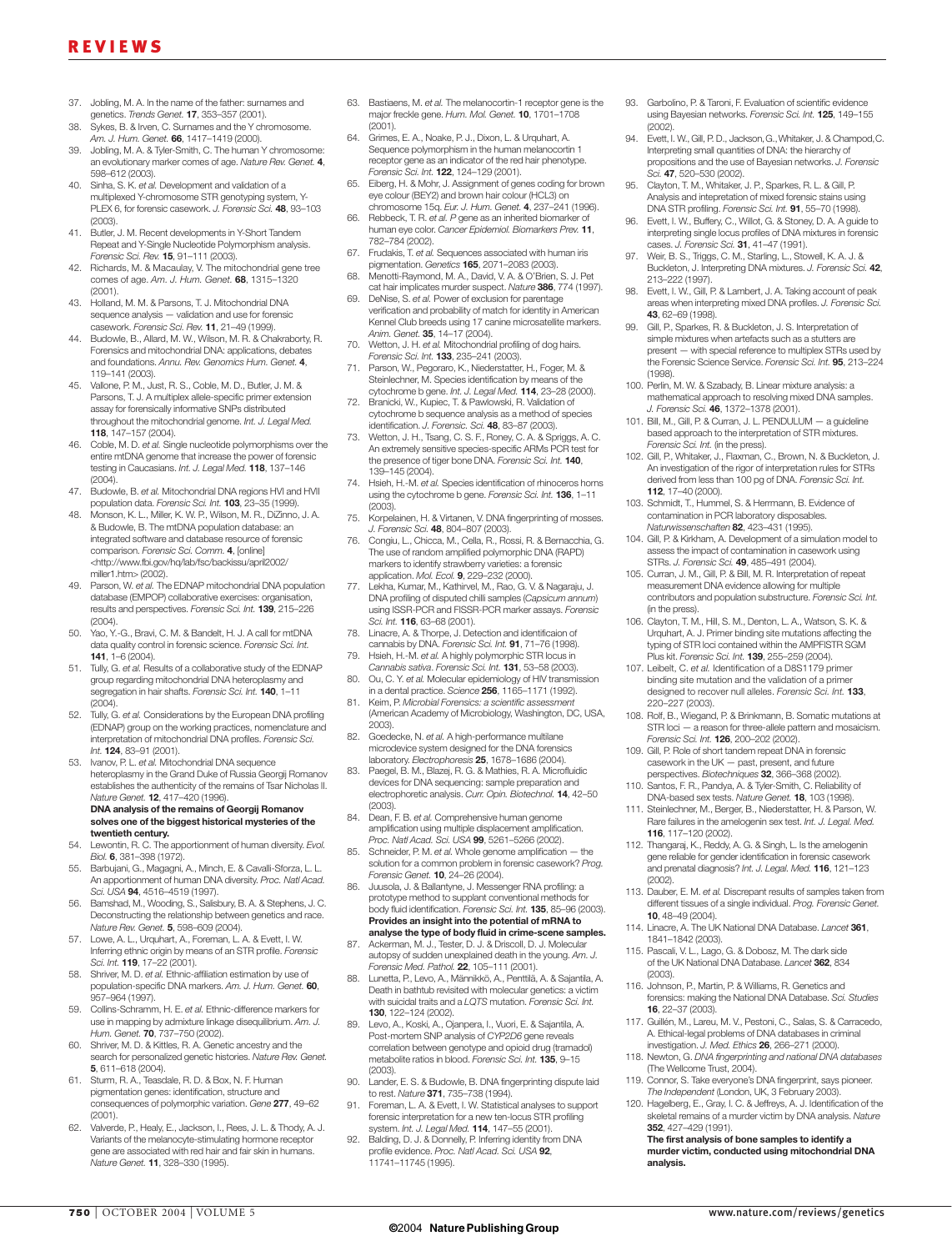37. Jobling, M. A. In the name of the father: surnames and genetics. *Trends Genet.* **17**, 353–357 (2001).
38. Sykes, B. & Irven, C. Surnames and the Y chromosome. *Am. J. Hum. Genet.* **66**, 1417–1419 (2000).
39. Jobling, M. A. & Tyler-Smith, C. The human Y chromosome: an evolutionary marker comes of age. *Nature Rev. Genet.* **4**, 598–612 (2003).
40. Sinha, S. K. *et al.* Development and validation of a multiplexed Y-chromosome STR genotyping system, Y-PLEX 6, for forensic casework. *J. Forensic Sci.* **48**, 93–103 (2003).
41. Butler, J. M. Recent developments in Y-Short Tandem Repeat and Y-Single Nucleotide Polymorphism analysis. *Forensic Sci. Rev.* **15**, 91–111 (2003).
42. Richards, M. & Macaulay, V. The mitochondrial gene tree comes of age. *Am. J. Hum. Genet.* **68**, 1315–1320 (2001).
43. Holland, M. M. & Parsons, T. J. Mitochondrial DNA sequence analysis — validation and use for forensic casework. *Forensic Sci. Rev.* **11**, 21–49 (1999).
44. Budowle, B., Allard, M. W., Wilson, M. R. & Chakraborty, R. Forensics and mitochondrial DNA: applications, debates and foundations. *Annu. Rev. Genomics Hum. Genet.* **4**, 119–141 (2003).
45. Vallone, P. M., Just, R. S., Coble, M. D., Butler, J. M. & Parsons, T. J. A multiplex allele-specific primer extension assay for forensically informative SNPs distributed throughout the mitochondrial genome. *Int. J. Legal Med.* **118**, 147–157 (2004).
46. Coble, M. D. *et al.* Single nucleotide polymorphisms over the entire mtDNA genome that increase the power of forensic testing in Caucasians. *Int. J. Legal Med.* **118**, 137–146 (2004).
47. Budowle, B. *et al.* Mitochondrial DNA regions HVI and HVII population data. *Forensic Sci. Int.* **103**, 23–35 (1999).
48. Monson, K. L., Miller, K. W. P., Wilson, M. R., DiZinno, J. A. & Budowle, B. The mtDNA population database: an integrated software and database resource of forensic comparison. *Forensic Sci. Comm.* **4**, [online] <http://www.fbi.gov/hq/lab/fsc/backissu/april2002/miller1.htm> (2002).
49. Parson, W. *et al.* The EDNAP mitochondrial DNA population database (EMPOP) collaborative exercises: organisation, results and perspectives. *Forensic Sci. Int.* **139**, 215–226 (2004).
50. Yao, Y.-G., Bravi, C. M. & Bandelt, H. J. A call for mtDNA data quality control in forensic science. *Forensic Sci. Int.* **141**, 1–6 (2004).
51. Tully, G. *et al.* Results of a collaborative study of the EDNAP group regarding mitochondrial DNA heteroplasmy and segregation in hair shafts. *Forensic Sci. Int.* **140**, 1–11 (2004).
52. Tully, G. *et al.* Considerations by the European DNA profiling (EDNAP) group on the working practices, nomenclature and interpretation of mitochondrial DNA profiles. *Forensic Sci. Int.* **124**, 83–91 (2001).
53. Ivanov, P. L. *et al.* Mitochondrial DNA sequence heteroplasmy in the Grand Duke of Russia Georgij Romanov establishes the authenticity of the remains of Tsar Nicholas II. *Nature Genet.* **12**, 417–420 (1996).
**DNA analysis of the remains of Georgij Romanov solves one of the biggest historical mysteries of the twentieth century.**
54. Lewontin, R. C. The apportionment of human diversity. *Evol. Biol.* **6**, 381–398 (1972).
55. Barbujani, G., Magagni, A., Minch, E. & Cavalli-Sforza, L. L. An apportionment of human DNA diversity. *Proc. Natl Acad. Sci. USA* **94**, 4516–4519 (1997).
56. Bamshad, M., Wooding, S., Salisbury, B. A. & Stephens, J. C. Deconstructing the relationship between genetics and race. *Nature Rev. Genet.* **5**, 598–609 (2004).
57. Lowe, A. L., Urquhart, A., Foreman, L. A. & Evett, I. W. Inferring ethnic origin by means of an STR profile. *Forensic Sci. Int.* **119**, 17–22 (2001).
58. Shriver, M. D. *et al.* Ethnic-affiliation estimation by use of population-specific DNA markers. *Am. J. Hum. Genet.* **60**, 957–964 (1997).
59. Collins-Schramm, H. E. *et al.* Ethnic-difference markers for use in mapping by admixture linkage disequilibrium. *Am. J. Hum. Genet.* **70**, 737–750 (2002).
60. Shriver, M. D. & Kittles, R. A. Genetic ancestry and the search for personalized genetic histories. *Nature Rev. Genet.* **5**, 611–618 (2004).
61. Sturm, R. A., Teasdale, R. D. & Box, N. F. Human pigmentation genes: identification, structure and consequences of polymorphic variation. *Gene* **277**, 49–62 (2001).
62. Valverde, P., Healy, E., Jackson, I., Rees, J. L. & Thody, A. J. Variants of the melanocyte-stimulating hormone receptor gene are associated with red hair and fair skin in humans. *Nature Genet.* **11**, 328–330 (1995).
63. Bastiaens, M. *et al.* The melanocortin-1 receptor gene is the major freckle gene. *Hum. Mol. Genet.* **10**, 1701–1708 (2001).
64. Grimes, E. A., Noake, P. J., Dixon, L. & Urquhart, A. Sequence polymorphism in the human melanocortin 1 receptor gene as an indicator of the red hair phenotype. *Forensic Sci. Int.* **122**, 124–129 (2001).
65. Eiberg, H. & Mohr, J. Assignment of genes coding for brown eye colour (BEY2) and brown hair colour (HCL3) on chromosome 15q. *Eur. J. Hum. Genet.* **4**, 237–241 (1996).
66. Rebbeck, T. R. *et al.* *P* gene as an inherited biomarker of human eye color. *Cancer Epidemiol. Biomarkers Prev.* **11**, 782–784 (2002).
67. Frudakis, T. *et al.* Sequences associated with human iris pigmentation. *Genetics* **165**, 2071–2083 (2003).
68. Menotti-Raymond, M. A., David, V. A. & O'Brien, S. J. Pet cat hair implicates murder suspect. *Nature* **386**, 774 (1997).
69. DeNise, S. *et al.* Power of exclusion for parentage verification and probability of match for identity in American Kennel Club breeds using 17 canine microsatellite markers. *Anim. Genet.* **35**, 14–17 (2004).
70. Wetton, J. H. *et al.* Mitochondrial profiling of dog hairs. *Forensic Sci. Int.* **133**, 235–241 (2003).
71. Parson, W., Pegoraro, K., Niederstatter, H., Foger, M. & Steinlechner, M. Species identification by means of the cytochrome b gene. *Int. J. Legal Med.* **114**, 23–28 (2000).
72. Branicki, W., Kupiec, T. & Pawlowski, R. Validation of cytochrome b sequence analysis as a method of species identification. *J. Forensic. Sci.* **48**, 83–87 (2003).
73. Wetton, J. H., Tsang, C. S. F., Roney, C. A. & Spriggs, A. C. An extremely sensitive species-specific ARMs PCR test for the presence of tiger bone DNA. *Forensic Sci. Int.* **140**, 139–145 (2004).
74. Hsieh, H.-M. *et al.* Species identification of rhinoceros horns using the cytochrome b gene. *Forensic Sci. Int.* **136**, 1–11 (2003).
75. Korpelainen, H. & Virtanen, V. DNA fingerprinting of mosses. *J. Forensic Sci.* **48**, 804–807 (2003).
76. Congiu, L., Chicca, M., Cella, R., Rossi, R. & Bernacchia, G. The use of random amplified polymorphic DNA (RAPD) markers to identify strawberry varieties: a forensic application. *Mol. Ecol.* **9**, 229–232 (2000).
77. Lekha, Kumar, M., Kathirvel, M., Rao, G. V. & Nagaraju, J. DNA profiling of disputed chilli samples (*Capsicum annum*) using ISSR-PCR and FISSR-PCR marker assays. *Forensic Sci. Int.* **116**, 63–68 (2001).
78. Linacre, A. & Thorpe, J. Detection and identificaion of cannabis by DNA. *Forensic Sci. Int.* **91**, 71–76 (1998).
79. Hsieh, H.-M. *et al.* A highly polymorphic STR locus in *Cannabis sativa*. *Forensic Sci. Int.* **131**, 53–58 (2003).
80. Ou, C. Y. *et al.* Molecular epidemiology of HIV transmission in a dental practice. *Science* **256**, 1165–1171 (1992).
81. Keim, P. *Microbial Forensics: a scientific assessment* (American Academy of Microbiology, Washington, DC, USA, 2003).
82. Goedecke, N. *et al.* A high-performance multilane microdevice system designed for the DNA forensics laboratory. *Electrophoresis* **25**, 1678–1686 (2004).
83. Paegel, B. M., Blazej, R. G. & Mathies, R. A. Microfluidic devices for DNA sequencing: sample preparation and electrophoretic analysis. *Curr. Opin. Biotechnol.* **14**, 42–50 (2003).
84. Dean, F. B. *et al.* Comprehensive human genome amplification using multiple displacement amplification. *Proc. Natl Acad. Sci. USA* **99**, 5261–5266 (2002).
85. Schneider, P. M. *et al.* Whole genome amplification — the solution for a common problem in forensic casework? *Prog. Forensic Genet.* **10**, 24–26 (2004).
86. Juusola, J. & Ballantyne, J. Messenger RNA profiling: a prototype method to supplant conventional methods for body fluid identification. *Forensic Sci. Int.* **135**, 85–96 (2003).
**Provides an insight into the potential of mRNA to analyse the type of body fluid in crime-scene samples.**
87. Ackerman, M. J., Tester, D. J. & Driscoll, D. J. Molecular autopsy of sudden unexplained death in the young. *Am. J. Forensic Med. Pathol.* **22**, 105–111 (2001).
88. Lunetta, P., Levo, A., Männikkö, A., Penttilä, A. & Sajantila, A. Death in bathtub revisited with molecular genetics: a victim with suicidal traits and a *LQTS* mutation. *Forensic Sci. Int.* **130**, 122–124 (2002).
89. Levo, A., Koski, A., Ojanpera, I., Vuori, E. & Sajantila, A. Post-mortem SNP analysis of *CYP2D6* gene reveals correlation between genotype and opioid drug (tramadol) metabolite ratios in blood. *Forensic Sci. Int.* **135**, 9–15 (2003).
90. Lander, E. S. & Budowle, B. DNA fingerprinting dispute laid to rest. *Nature* **371**, 735–738 (1994).
91. Foreman, L. A. & Evett, I. W. Statistical analyses to support forensic interpretation for a new ten-locus STR profiling system. *Int. J. Legal Med.* **114**, 147–55 (2001).
92. Balding, D. J. & Donnelly, P. Inferring identity from DNA profile evidence. *Proc. Natl Acad. Sci. USA* **92**, 11741–11745 (1995).
93. Garbolino, P. & Taroni, F. Evaluation of scientific evidence using Bayesian networks. *Forensic Sci. Int.* **125**, 149–155 (2002).
94. Evett, I. W., Gill, P. D., Jackson, G., Whitaker, J. & Champod, C. Interpreting small quantities of DNA: the hierarchy of propositions and the use of Bayesian networks. *J. Forensic Sci.* **47**, 520–530 (2002).
95. Clayton, T. M., Whitaker, J. P., Sparkes, R. L. & Gill, P. Analysis and intepretation of mixed forensic stains using DNA STR profiling. *Forensic Sci. Int.* **91**, 55–70 (1998).
96. Evett, I. W., Buffery, C., Willot, G. & Stoney, D. A. A guide to interpreting single locus profiles of DNA mixtures in forensic cases. *J. Forensic Sci.* **31**, 41–47 (1991).
97. Weir, B. S., Triggs, C. M., Starling, L., Stowell, K. A. J. & Buckleton, J. Interpreting DNA mixtures. *J. Forensic Sci.* **42**, 213–222 (1997).
98. Evett, I. W., Gill, P. & Lambert, J. A. Taking account of peak areas when interpreting mixed DNA profiles. *J. Forensic Sci.* **43**, 62–69 (1998).
99. Gill, P., Sparkes, R. & Buckleton, J. S. Interpretation of simple mixtures when artefacts such as a stutters are present — with special reference to multiplex STRs used by the Forensic Science Service. *Forensic Sci. Int.* **95**, 213–224 (1998).
100. Perlin, M. W. & Szabady, B. Linear mixture analysis: a mathematical approach to resolving mixed DNA samples. *J. Forensic Sci.* **46**, 1372–1378 (2001).
101. Bill, M., Gill, P. & Curran, J. L. PENDULUM — a guideline based approach to the interpretation of STR mixtures. *Forensic Sci. Int.* (in the press).
102. Gill, P., Whitaker, J., Flaxman, C., Brown, N. & Buckleton, J. An investigation of the rigor of interpretation rules for STRs derived from less than 100 pg of DNA. *Forensic Sci. Int.* **112**, 17–40 (2000).
103. Schmidt, T., Hummel, S. & Herrmann, B. Evidence of contamination in PCR laboratory disposables. *Naturwissenschaften* **82**, 423–431 (1995).
104. Gill, P. & Kirkham, A. Development of a simulation model to assess the impact of contamination in casework using STRs. *J. Forensic Sci.* **49**, 485–491 (2004).
105. Curran, J. M., Gill, P. & Bill, M. R. Interpretation of repeat measurement DNA evidence allowing for multiple contributors and population substructure. *Forensic Sci. Int.* (in the press).
106. Clayton, T. M., Hill, S. M., Denton, L. A., Watson, S. K. & Urquhart, A. J. Primer binding site mutations affecting the typing of STR loci contained within the AMPFlSTR SGM Plus kit. *Forensic Sci. Int.* **139**, 255–259 (2004).
107. Leibelt, C. *et al.* Identification of a D8S1179 primer binding site mutation and the validation of a primer designed to recover null alleles. *Forensic Sci. Int.* **133**, 220–227 (2003).
108. Rolf, B., Wiegand, P. & Brinkmann, B. Somatic mutations at STR loci — a reason for three-allele pattern and mosaicism. *Forensic Sci. Int.* **126**, 200–202 (2002).
109. Gill, P. Role of short tandem repeat DNA in forensic casework in the UK — past, present, and future perspectives. *Biotechniques* **32**, 366–368 (2002).
110. Santos, F. R., Pandya, A. & Tyler-Smith, C. Reliability of DNA-based sex tests. *Nature Genet.* **18**, 103 (1998).
111. Steinlechner, M., Berger, B., Niederstatter, H. & Parson, W. Rare failures in the amelogenin sex test. *Int. J. Legal. Med.* **116**, 117–120 (2002).
112. Thangaraj, K., Reddy, A. G. & Singh, L. Is the amelogenin gene reliable for gender identification in forensic casework and prenatal diagnosis? *Int. J. Legal. Med.* **116**, 121–123 (2002).
113. Dauber, E. M. *et al.* Discrepant results of samples taken from different tissues of a single individual. *Prog. Forensic Genet.* **10**, 48–49 (2004).
114. Linacre, A. The UK National DNA Database. *Lancet* **361**, 1841–1842 (2003).
115. Pascali, V. L., Lago, G. & Dobosz, M. The dark side of the UK National DNA Database. *Lancet* **362**, 834 (2003).
116. Johnson, P., Martin, P. & Williams, R. Genetics and forensics: making the National DNA Database. *Sci. Studies* **16**, 22–37 (2003).
117. Guillén, M., Lareu, M. V., Pestoni, C., Salas, S. & Carracedo, A. Ethical-legal problems of DNA databases in criminal investigation. *J. Med. Ethics* **26**, 266–271 (2000).
118. Newton, G. *DNA fingerprinting and national DNA databases* (The Wellcome Trust, 2004).
119. Connor, S. Take everyone's DNA fingerprint, says pioneer. *The Independent* (London, UK, 3 February 2003).
120. Hagelberg, E., Gray, I. C. & Jeffreys, A. J. Identification of the skeletal remains of a murder victim by DNA analysis. *Nature* **352**, 427–429 (1991).
**The first analysis of bone samples to identify a murder victim, conducted using mitochondrial DNA analysis.**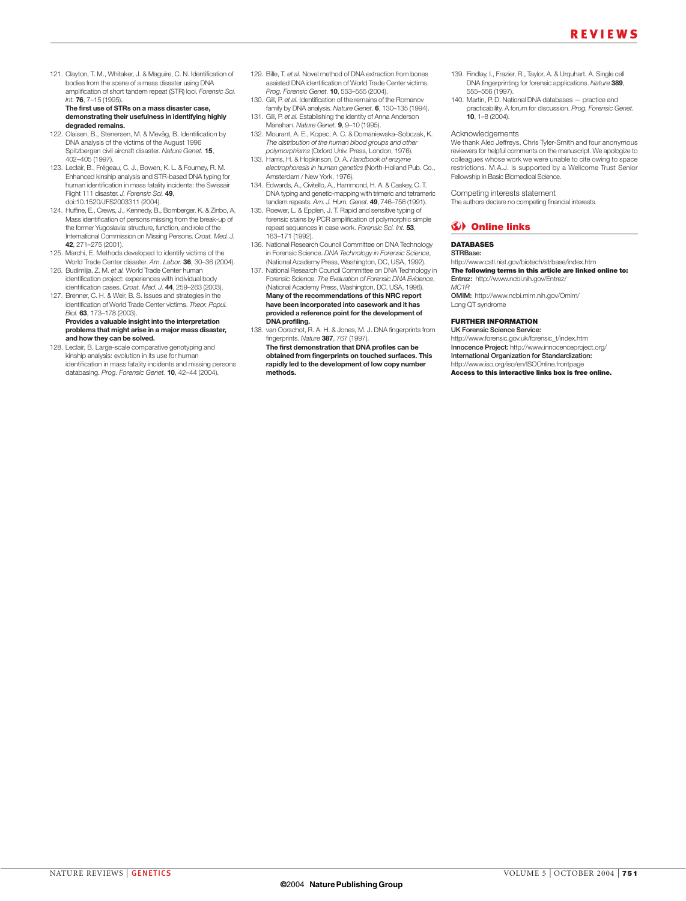121. Clayton, T. M., Whitaker, J. & Maguire, C. N. Identification of bodies from the scene of a mass disaster using DNA amplification of short tandem repeat (STR) loci. *Forensic Sci. Int.* **76**, 7–15 (1995).
**The first use of STRs on a mass disaster case, demonstrating their usefulness in identifying highly degraded remains.**

122. Olaisen, B., Stenersen, M. & Mevåg, B. Identification by DNA analysis of the victims of the August 1996 Spitzbergen civil aircraft disaster. *Nature Genet.* **15**, 402–405 (1997).

123. Leclair, B., Frégeau, C. J., Bowen, K. L. & Fourney, R. M. Enhanced kinship analysis and STR-based DNA typing for human identification in mass fatality incidents: the Swissair Flight 111 disaster. *J. Forensic Sci.* **49**, doi:10.1520/JFS2003311 (2004).

124. Huffine, E., Crews, J., Kennedy, B., Bomberger, K. & Zinbo, A. Mass identification of persons missing from the break-up of the former Yugoslavia: structure, function, and role of the International Commission on Missing Persons. *Croat. Med. J.* **42**, 271–275 (2001).

125. Marchi, E. Methods developed to identify victims of the World Trade Center disaster. *Am. Labor.* **36**, 30–36 (2004).

126. Budimlija, Z. M. *et al.* World Trade Center human identification project: experiences with individual body identification cases. *Croat. Med. J.* **44**, 259–263 (2003).

127. Brenner, C. H. & Weir, B. S. Issues and strategies in the identification of World Trade Center victims. *Theor. Popul. Biol.* **63**, 173–178 (2003).
**Provides a valuable insight into the interpretation problems that might arise in a major mass disaster, and how they can be solved.**

128. Leclair, B. Large-scale comparative genotyping and kinship analysis: evolution in its use for human identification in mass fatality incidents and missing persons databasing. *Prog. Forensic Genet.* **10**, 42–44 (2004).

129. Bille, T. *et al.* Novel method of DNA extraction from bones assisted DNA identification of World Trade Center victims. *Prog. Forensic Genet.* **10**, 553–555 (2004).

130. Gill, P. *et al.* Identification of the remains of the Romanov family by DNA analysis. *Nature Genet.* **6**, 130–135 (1994).

131. Gill, P. *et al.* Establishing the identity of Anna Anderson Manahan. *Nature Genet.* **9**, 9–10 (1995).

132. Mourant, A. E., Kopec, A. C. & Domaniewska–Sobczak, K. *The distribution of the human blood groups and other polymorphisms* (Oxford Univ. Press, London, 1976).

133. Harris, H. & Hopkinson, D. A. *Handbook of enzyme electrophoresis in human genetics* (North-Holland Pub. Co., Amsterdam / New York, 1976).

134. Edwards, A., Civitello, A., Hammond, H. A. & Caskey, C. T. DNA typing and genetic-mapping with trimeric and tetrameric tandem repeats. *Am. J. Hum. Genet.* **49**, 746–756 (1991).

135. Roewer, L. & Epplen, J. T. Rapid and sensitive typing of forensic stains by PCR amplification of polymorphic simple repeat sequences in case work. *Forensic Sci. Int.* **53**, 163–171 (1992).

136. National Research Council Committee on DNA Technology in Forensic Science. *DNA Technology in Forensic Science*, (National Academy Press, Washington, DC, USA, 1992).

137. National Research Council Committee on DNA Technology in Forensic Science. *The Evaluation of Forensic DNA Evidence*, (National Academy Press, Washington, DC, USA, 1996).
**Many of the recommendations of this NRC report have been incorporated into casework and it has provided a reference point for the development of DNA profiling.**

138. van Oorschot, R. A. H. & Jones, M. J. DNA fingerprints from fingerprints. *Nature* **387**, 767 (1997).
**The first demonstration that DNA profiles can be obtained from fingerprints on touched surfaces. This rapidly led to the development of low copy number methods.**

139. Findlay, I., Frazier, R., Taylor, A. & Urquhart, A. Single cell DNA fingerprinting for forensic applications. *Nature* **389**, 555–556 (1997).

140. Martin, P. D. National DNA databases — practice and practicability. A forum for discussion. *Prog. Forensic Genet.* **10**, 1–8 (2004).

### Acknowledgements

We thank Alec Jeffreys, Chris Tyler-Smith and four anonymous reviewers for helpful comments on the manuscript. We apologize to colleagues whose work we were unable to cite owing to space restrictions. M.A.J. is supported by a Wellcome Trust Senior Fellowship in Basic Biomedical Science.

### Competing interests statement

The authors declare no competing financial interests.

## Online links

**DATABASES**

**STRBase:**
http://www.cstl.nist.gov/biotech/strbase/index.htm

**The following terms in this article are linked online to:**

**Entrez:** http://www.ncbi.nih.gov/Entrez/
*MC1R*

**OMIM:** http://www.ncbi.nlm.nih.gov/Omim/
Long QT syndrome

**FURTHER INFORMATION**

**UK Forensic Science Service:**
http://www.forensic.gov.uk/forensic_t/index.htm

**Innocence Project:** http://www.innocenceproject.org/

**International Organization for Standardization:**
http://www.iso.org/iso/en/ISOOnline.frontpage

**Access to this interactive links box is free online.**